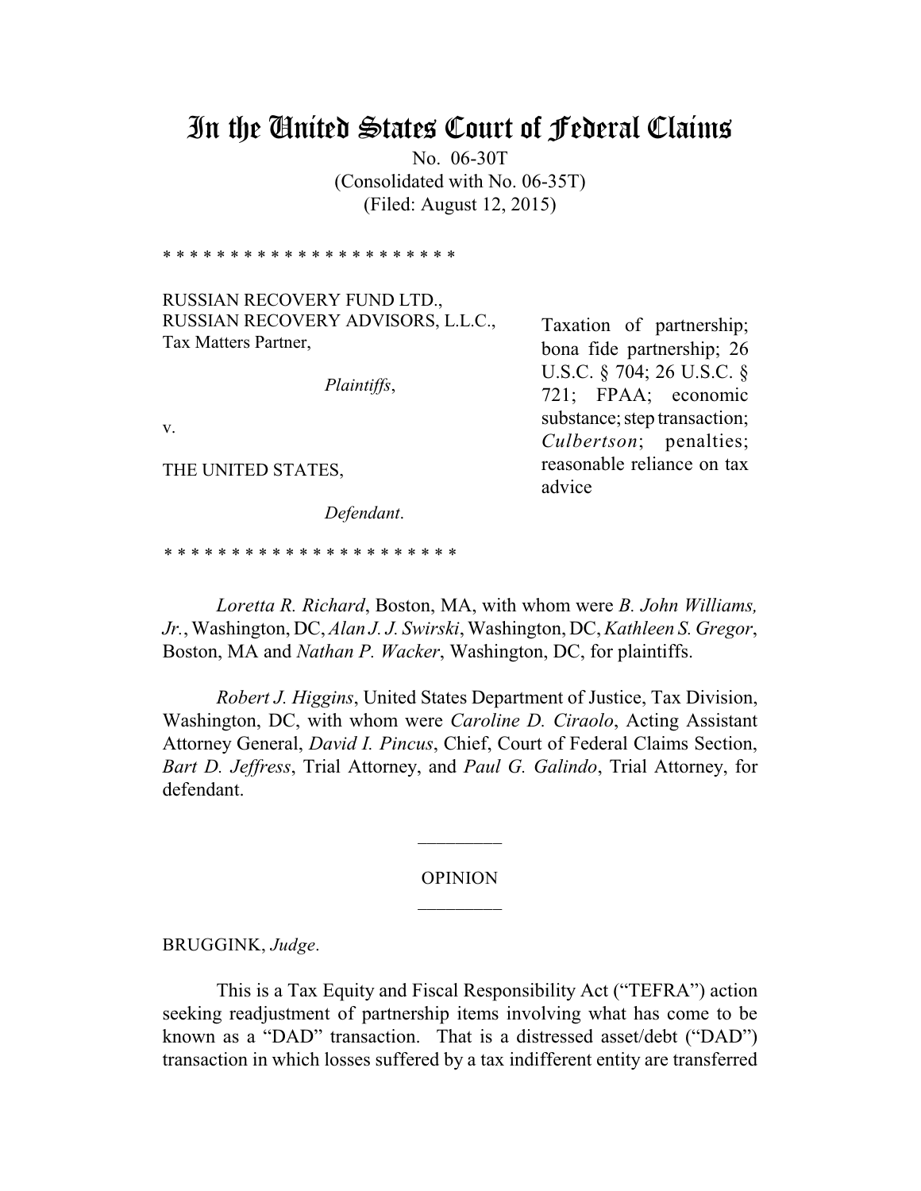# In the United States Court of Federal Claims

No. 06-30T
(Consolidated with No. 06-35T)
(Filed: August 12, 2015)

* * * * * * * * * * * * * * * * * * * * * *

RUSSIAN RECOVERY FUND LTD.,
RUSSIAN RECOVERY ADVISORS, L.L.C.,
Tax Matters Partner,

*Plaintiffs*,

v.

THE UNITED STATES,

*Defendant*.

* * * * * * * * * * * * * * * * * * * * * *

Taxation of partnership; bona fide partnership; 26 U.S.C. § 704; 26 U.S.C. § 721; FPAA; economic substance; step transaction; *Culbertson*; penalties; reasonable reliance on tax advice

*Loretta R. Richard*, Boston, MA, with whom were *B. John Williams, Jr.*, Washington, DC, *Alan J. J. Swirski*, Washington, DC, *Kathleen S. Gregor*, Boston, MA and *Nathan P. Wacker*, Washington, DC, for plaintiffs.

*Robert J. Higgins*, United States Department of Justice, Tax Division, Washington, DC, with whom were *Caroline D. Ciraolo*, Acting Assistant Attorney General, *David I. Pincus*, Chief, Court of Federal Claims Section, *Bart D. Jeffress*, Trial Attorney, and *Paul G. Galindo*, Trial Attorney, for defendant.

---

OPINION

---

BRUGGINK, *Judge*.

This is a Tax Equity and Fiscal Responsibility Act ("TEFRA") action seeking readjustment of partnership items involving what has come to be known as a "DAD" transaction. That is a distressed asset/debt ("DAD") transaction in which losses suffered by a tax indifferent entity are transferred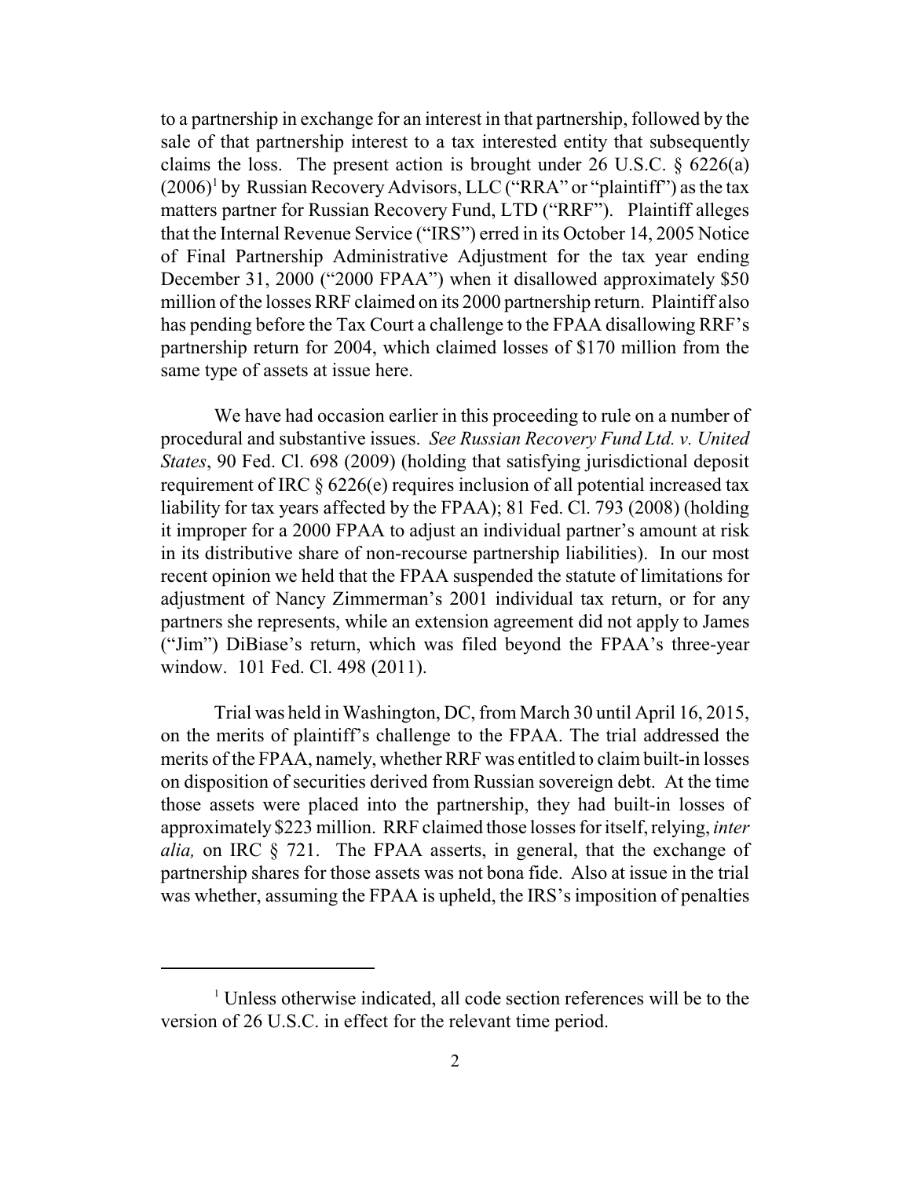to a partnership in exchange for an interest in that partnership, followed by the sale of that partnership interest to a tax interested entity that subsequently claims the loss. The present action is brought under 26 U.S.C. § 6226(a) (2006)[1] by Russian Recovery Advisors, LLC ("RRA" or "plaintiff") as the tax matters partner for Russian Recovery Fund, LTD ("RRF"). Plaintiff alleges that the Internal Revenue Service ("IRS") erred in its October 14, 2005 Notice of Final Partnership Administrative Adjustment for the tax year ending December 31, 2000 ("2000 FPAA") when it disallowed approximately $50 million of the losses RRF claimed on its 2000 partnership return. Plaintiff also has pending before the Tax Court a challenge to the FPAA disallowing RRF's partnership return for 2004, which claimed losses of $170 million from the same type of assets at issue here.

We have had occasion earlier in this proceeding to rule on a number of procedural and substantive issues. *See Russian Recovery Fund Ltd. v. United States*, 90 Fed. Cl. 698 (2009) (holding that satisfying jurisdictional deposit requirement of IRC § 6226(e) requires inclusion of all potential increased tax liability for tax years affected by the FPAA); 81 Fed. Cl. 793 (2008) (holding it improper for a 2000 FPAA to adjust an individual partner's amount at risk in its distributive share of non-recourse partnership liabilities). In our most recent opinion we held that the FPAA suspended the statute of limitations for adjustment of Nancy Zimmerman's 2001 individual tax return, or for any partners she represents, while an extension agreement did not apply to James ("Jim") DiBiase's return, which was filed beyond the FPAA's three-year window. 101 Fed. Cl. 498 (2011).

Trial was held in Washington, DC, from March 30 until April 16, 2015, on the merits of plaintiff's challenge to the FPAA. The trial addressed the merits of the FPAA, namely, whether RRF was entitled to claim built-in losses on disposition of securities derived from Russian sovereign debt. At the time those assets were placed into the partnership, they had built-in losses of approximately $223 million. RRF claimed those losses for itself, relying, *inter alia,* on IRC § 721. The FPAA asserts, in general, that the exchange of partnership shares for those assets was not bona fide. Also at issue in the trial was whether, assuming the FPAA is upheld, the IRS's imposition of penalties

---

[1] Unless otherwise indicated, all code section references will be to the version of 26 U.S.C. in effect for the relevant time period.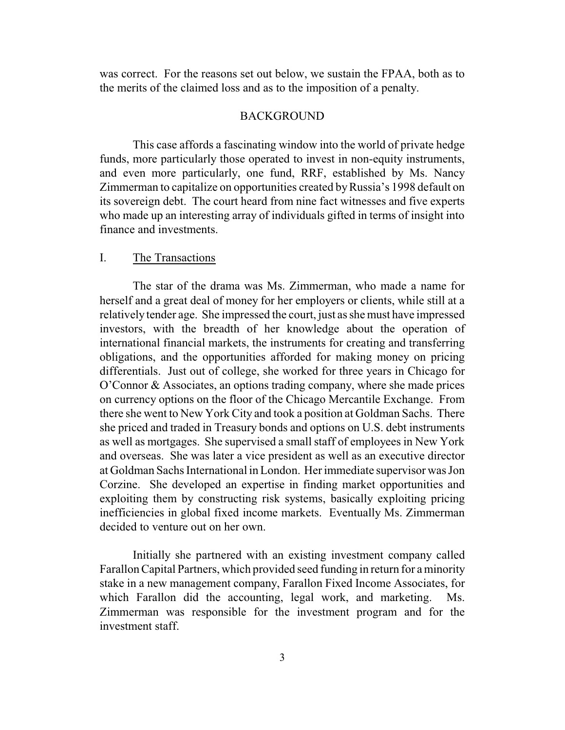was correct. For the reasons set out below, we sustain the FPAA, both as to the merits of the claimed loss and as to the imposition of a penalty.

## BACKGROUND

This case affords a fascinating window into the world of private hedge funds, more particularly those operated to invest in non-equity instruments, and even more particularly, one fund, RRF, established by Ms. Nancy Zimmerman to capitalize on opportunities created by Russia's 1998 default on its sovereign debt. The court heard from nine fact witnesses and five experts who made up an interesting array of individuals gifted in terms of insight into finance and investments.

### I. The Transactions

The star of the drama was Ms. Zimmerman, who made a name for herself and a great deal of money for her employers or clients, while still at a relatively tender age. She impressed the court, just as she must have impressed investors, with the breadth of her knowledge about the operation of international financial markets, the instruments for creating and transferring obligations, and the opportunities afforded for making money on pricing differentials. Just out of college, she worked for three years in Chicago for O'Connor & Associates, an options trading company, where she made prices on currency options on the floor of the Chicago Mercantile Exchange. From there she went to New York City and took a position at Goldman Sachs. There she priced and traded in Treasury bonds and options on U.S. debt instruments as well as mortgages. She supervised a small staff of employees in New York and overseas. She was later a vice president as well as an executive director at Goldman Sachs International in London. Her immediate supervisor was Jon Corzine. She developed an expertise in finding market opportunities and exploiting them by constructing risk systems, basically exploiting pricing inefficiencies in global fixed income markets. Eventually Ms. Zimmerman decided to venture out on her own.

Initially she partnered with an existing investment company called Farallon Capital Partners, which provided seed funding in return for a minority stake in a new management company, Farallon Fixed Income Associates, for which Farallon did the accounting, legal work, and marketing. Ms. Zimmerman was responsible for the investment program and for the investment staff.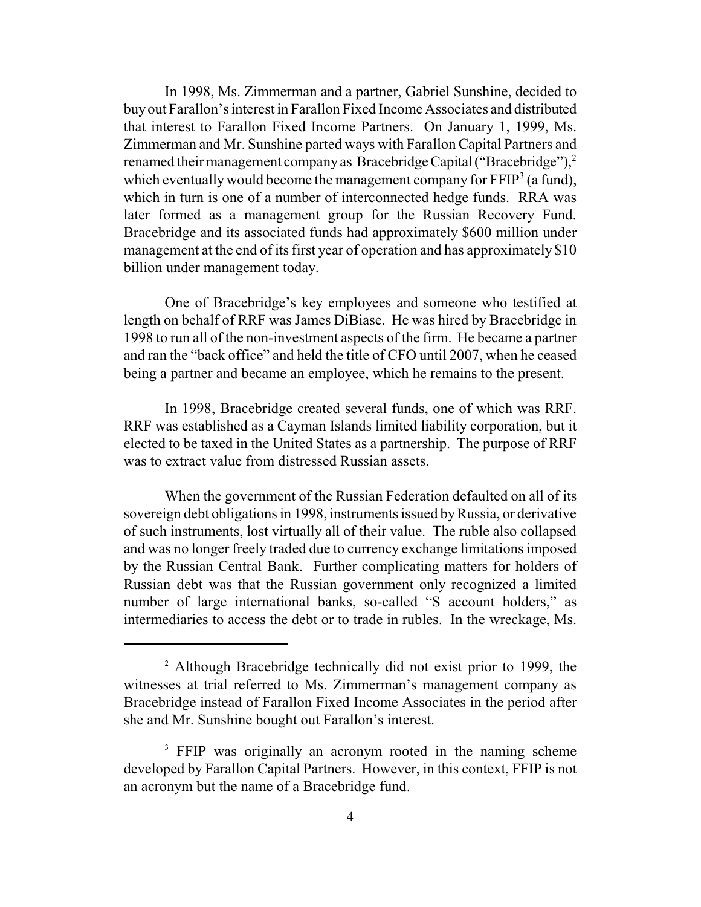In 1998, Ms. Zimmerman and a partner, Gabriel Sunshine, decided to buy out Farallon's interest in Farallon Fixed Income Associates and distributed that interest to Farallon Fixed Income Partners. On January 1, 1999, Ms. Zimmerman and Mr. Sunshine parted ways with Farallon Capital Partners and renamed their management company as Bracebridge Capital ("Bracebridge"),[2] which eventually would become the management company for FFIP[3] (a fund), which in turn is one of a number of interconnected hedge funds. RRA was later formed as a management group for the Russian Recovery Fund. Bracebridge and its associated funds had approximately \$600 million under management at the end of its first year of operation and has approximately \$10 billion under management today.

One of Bracebridge's key employees and someone who testified at length on behalf of RRF was James DiBiase. He was hired by Bracebridge in 1998 to run all of the non-investment aspects of the firm. He became a partner and ran the "back office" and held the title of CFO until 2007, when he ceased being a partner and became an employee, which he remains to the present.

In 1998, Bracebridge created several funds, one of which was RRF. RRF was established as a Cayman Islands limited liability corporation, but it elected to be taxed in the United States as a partnership. The purpose of RRF was to extract value from distressed Russian assets.

When the government of the Russian Federation defaulted on all of its sovereign debt obligations in 1998, instruments issued by Russia, or derivative of such instruments, lost virtually all of their value. The ruble also collapsed and was no longer freely traded due to currency exchange limitations imposed by the Russian Central Bank. Further complicating matters for holders of Russian debt was that the Russian government only recognized a limited number of large international banks, so-called "S account holders," as intermediaries to access the debt or to trade in rubles. In the wreckage, Ms.

---

[2] Although Bracebridge technically did not exist prior to 1999, the witnesses at trial referred to Ms. Zimmerman's management company as Bracebridge instead of Farallon Fixed Income Associates in the period after she and Mr. Sunshine bought out Farallon's interest.

[3] FFIP was originally an acronym rooted in the naming scheme developed by Farallon Capital Partners. However, in this context, FFIP is not an acronym but the name of a Bracebridge fund.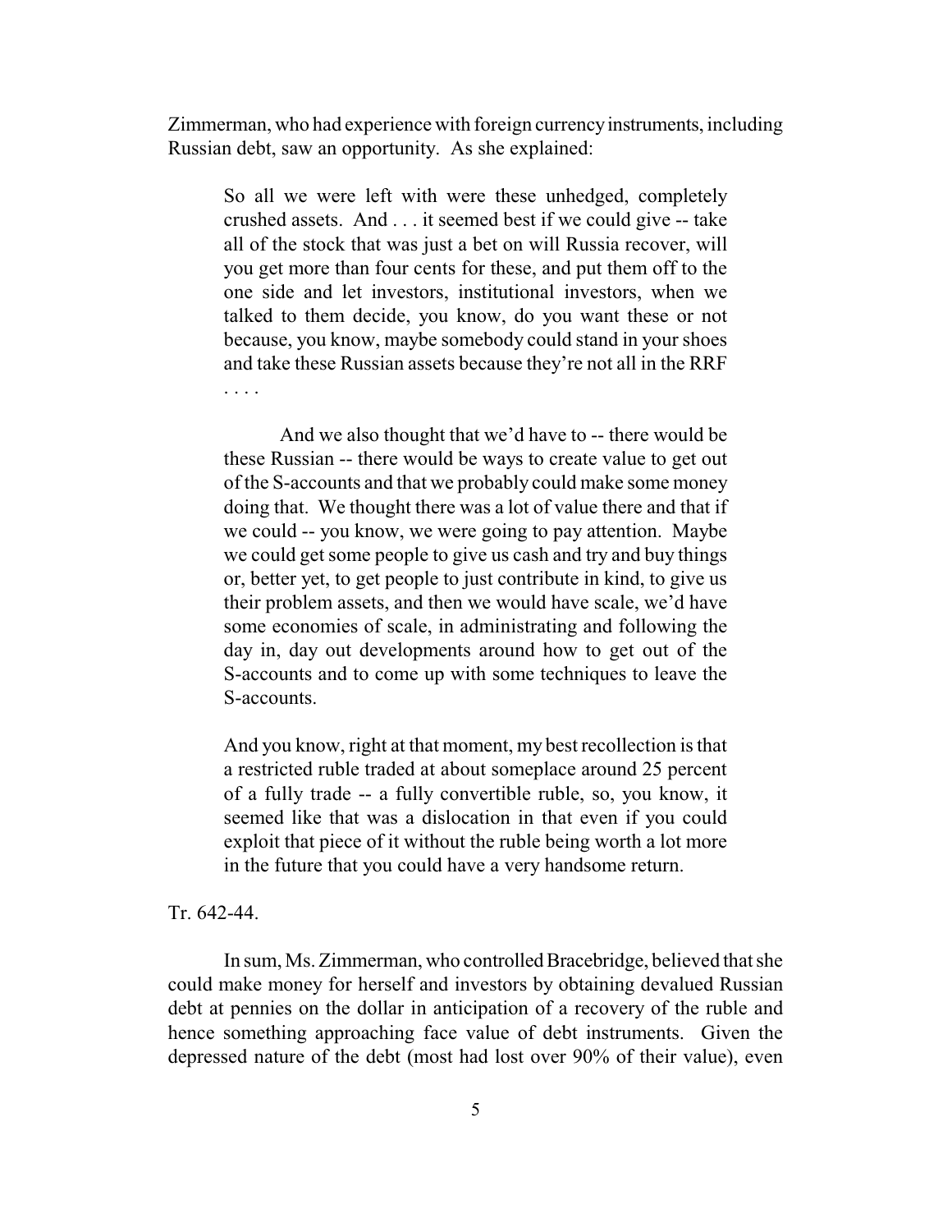Zimmerman, who had experience with foreign currency instruments, including Russian debt, saw an opportunity. As she explained:

> So all we were left with were these unhedged, completely crushed assets. And . . . it seemed best if we could give -- take all of the stock that was just a bet on will Russia recover, will you get more than four cents for these, and put them off to the one side and let investors, institutional investors, when we talked to them decide, you know, do you want these or not because, you know, maybe somebody could stand in your shoes and take these Russian assets because they're not all in the RRF . . . .
>
> And we also thought that we'd have to -- there would be these Russian -- there would be ways to create value to get out of the S-accounts and that we probably could make some money doing that. We thought there was a lot of value there and that if we could -- you know, we were going to pay attention. Maybe we could get some people to give us cash and try and buy things or, better yet, to get people to just contribute in kind, to give us their problem assets, and then we would have scale, we'd have some economies of scale, in administrating and following the day in, day out developments around how to get out of the S-accounts and to come up with some techniques to leave the S-accounts.
>
> And you know, right at that moment, my best recollection is that a restricted ruble traded at about someplace around 25 percent of a fully trade -- a fully convertible ruble, so, you know, it seemed like that was a dislocation in that even if you could exploit that piece of it without the ruble being worth a lot more in the future that you could have a very handsome return.

Tr. 642-44.

In sum, Ms. Zimmerman, who controlled Bracebridge, believed that she could make money for herself and investors by obtaining devalued Russian debt at pennies on the dollar in anticipation of a recovery of the ruble and hence something approaching face value of debt instruments. Given the depressed nature of the debt (most had lost over 90% of their value), even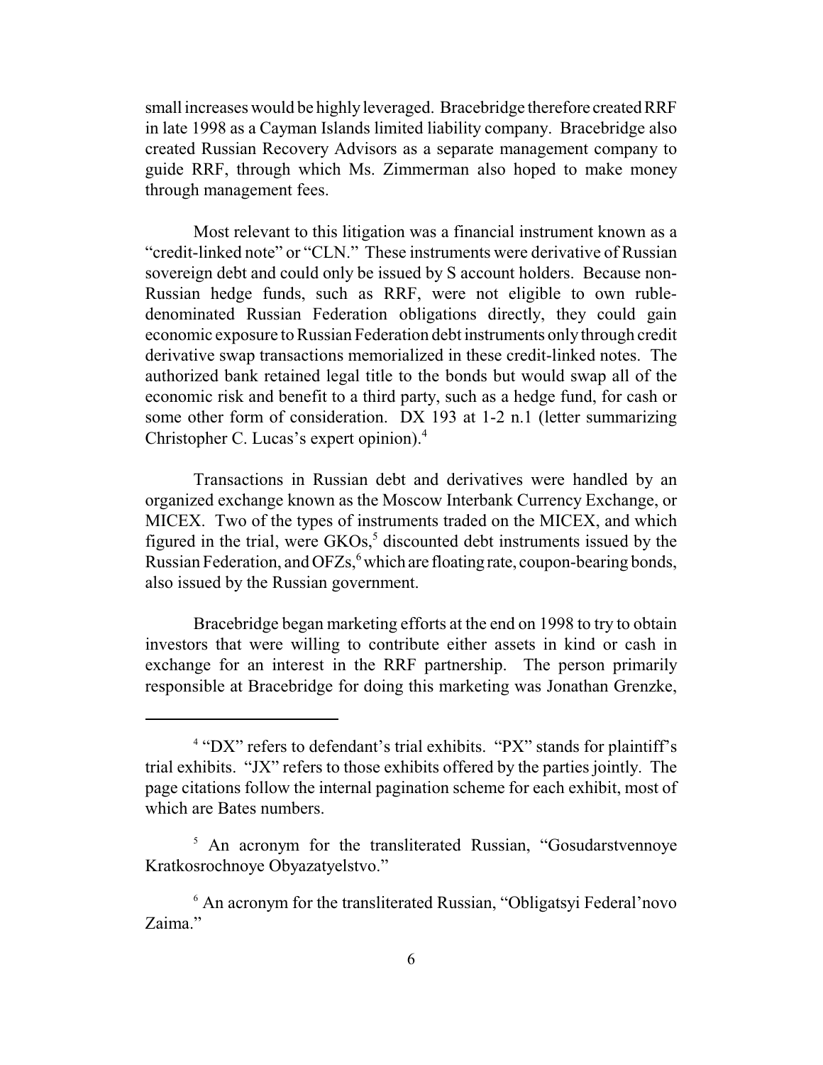small increases would be highly leveraged. Bracebridge therefore created RRF in late 1998 as a Cayman Islands limited liability company. Bracebridge also created Russian Recovery Advisors as a separate management company to guide RRF, through which Ms. Zimmerman also hoped to make money through management fees.

Most relevant to this litigation was a financial instrument known as a "credit-linked note" or "CLN." These instruments were derivative of Russian sovereign debt and could only be issued by S account holders. Because non-Russian hedge funds, such as RRF, were not eligible to own ruble-denominated Russian Federation obligations directly, they could gain economic exposure to Russian Federation debt instruments only through credit derivative swap transactions memorialized in these credit-linked notes. The authorized bank retained legal title to the bonds but would swap all of the economic risk and benefit to a third party, such as a hedge fund, for cash or some other form of consideration. DX 193 at 1-2 n.1 (letter summarizing Christopher C. Lucas's expert opinion).[4]

Transactions in Russian debt and derivatives were handled by an organized exchange known as the Moscow Interbank Currency Exchange, or MICEX. Two of the types of instruments traded on the MICEX, and which figured in the trial, were GKOs,[5] discounted debt instruments issued by the Russian Federation, and OFZs,[6] which are floating rate, coupon-bearing bonds, also issued by the Russian government.

Bracebridge began marketing efforts at the end on 1998 to try to obtain investors that were willing to contribute either assets in kind or cash in exchange for an interest in the RRF partnership. The person primarily responsible at Bracebridge for doing this marketing was Jonathan Grenzke,

---

[4] "DX" refers to defendant's trial exhibits. "PX" stands for plaintiff's trial exhibits. "JX" refers to those exhibits offered by the parties jointly. The page citations follow the internal pagination scheme for each exhibit, most of which are Bates numbers.

[5] An acronym for the transliterated Russian, "Gosudarstvennoye Kratkosrochnoye Obyazatyelstvo."

[6] An acronym for the transliterated Russian, "Obligatsyi Federal'novo Zaima."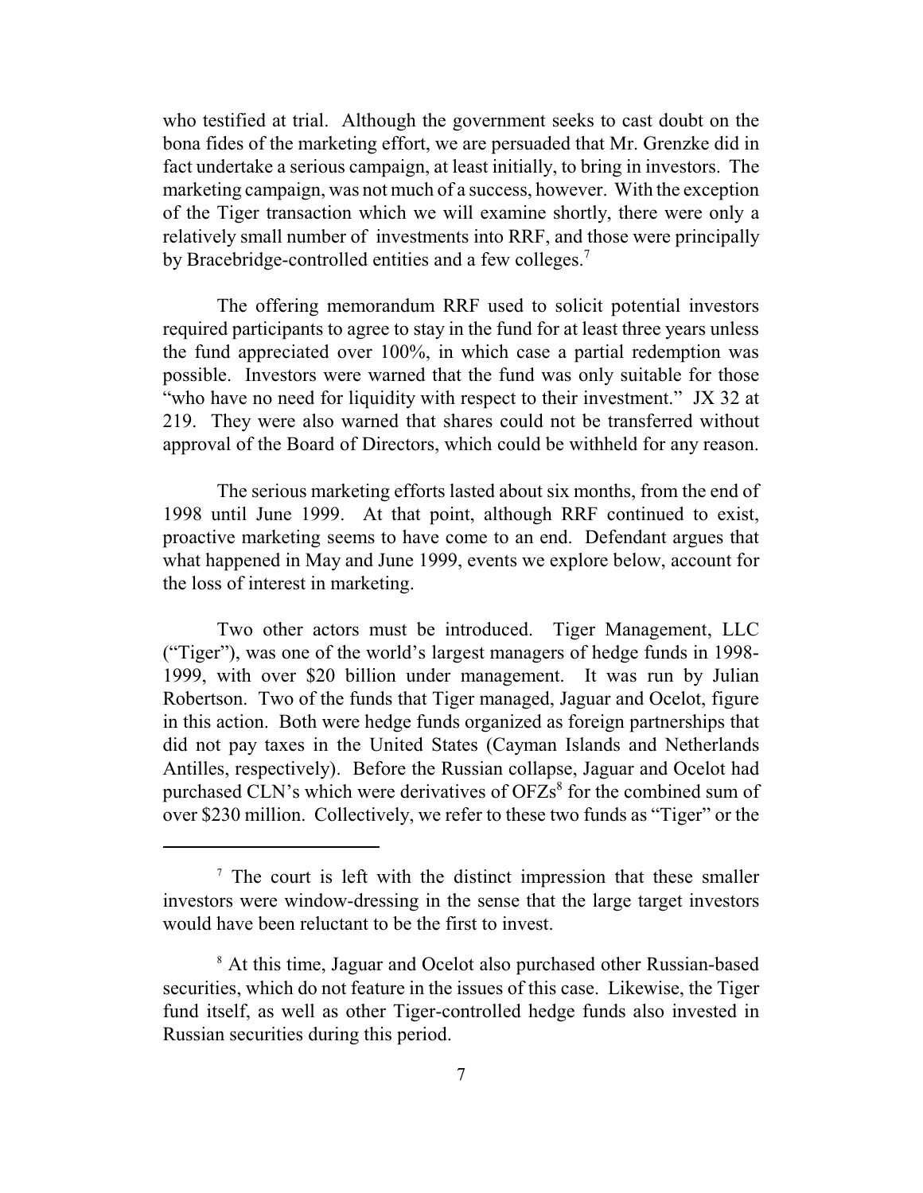who testified at trial. Although the government seeks to cast doubt on the bona fides of the marketing effort, we are persuaded that Mr. Grenzke did in fact undertake a serious campaign, at least initially, to bring in investors. The marketing campaign, was not much of a success, however. With the exception of the Tiger transaction which we will examine shortly, there were only a relatively small number of investments into RRF, and those were principally by Bracebridge-controlled entities and a few colleges.[7]

The offering memorandum RRF used to solicit potential investors required participants to agree to stay in the fund for at least three years unless the fund appreciated over 100%, in which case a partial redemption was possible. Investors were warned that the fund was only suitable for those "who have no need for liquidity with respect to their investment." JX 32 at 219. They were also warned that shares could not be transferred without approval of the Board of Directors, which could be withheld for any reason.

The serious marketing efforts lasted about six months, from the end of 1998 until June 1999. At that point, although RRF continued to exist, proactive marketing seems to have come to an end. Defendant argues that what happened in May and June 1999, events we explore below, account for the loss of interest in marketing.

Two other actors must be introduced. Tiger Management, LLC ("Tiger"), was one of the world's largest managers of hedge funds in 1998-1999, with over $20 billion under management. It was run by Julian Robertson. Two of the funds that Tiger managed, Jaguar and Ocelot, figure in this action. Both were hedge funds organized as foreign partnerships that did not pay taxes in the United States (Cayman Islands and Netherlands Antilles, respectively). Before the Russian collapse, Jaguar and Ocelot had purchased CLN's which were derivatives of OFZs[8] for the combined sum of over $230 million. Collectively, we refer to these two funds as "Tiger" or the

[7] The court is left with the distinct impression that these smaller investors were window-dressing in the sense that the large target investors would have been reluctant to be the first to invest.

[8] At this time, Jaguar and Ocelot also purchased other Russian-based securities, which do not feature in the issues of this case. Likewise, the Tiger fund itself, as well as other Tiger-controlled hedge funds also invested in Russian securities during this period.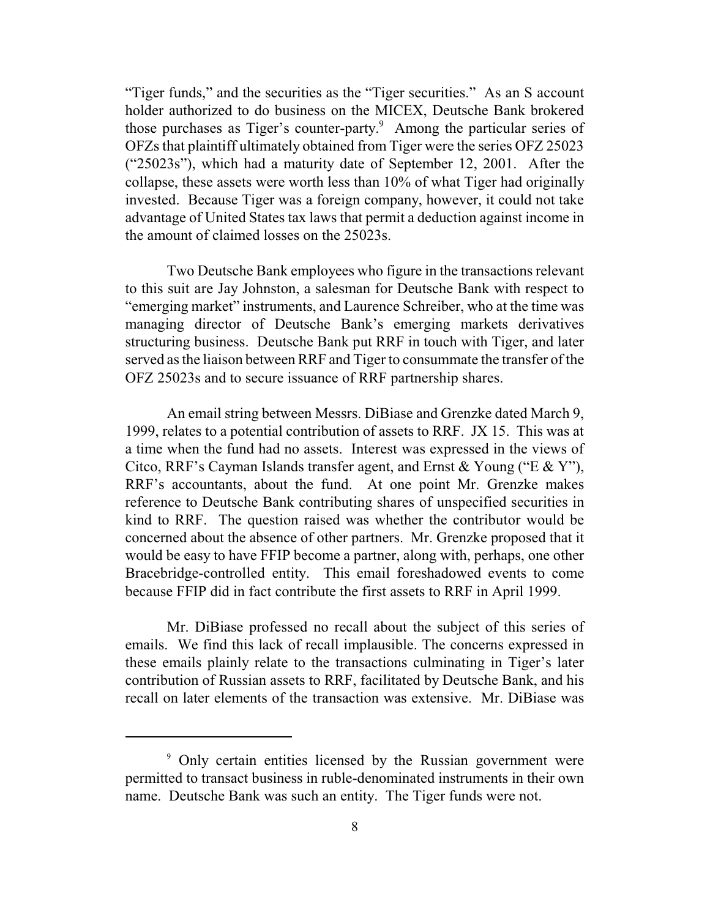"Tiger funds," and the securities as the "Tiger securities." As an S account holder authorized to do business on the MICEX, Deutsche Bank brokered those purchases as Tiger's counter-party.[9] Among the particular series of OFZs that plaintiff ultimately obtained from Tiger were the series OFZ 25023 ("25023s"), which had a maturity date of September 12, 2001. After the collapse, these assets were worth less than 10% of what Tiger had originally invested. Because Tiger was a foreign company, however, it could not take advantage of United States tax laws that permit a deduction against income in the amount of claimed losses on the 25023s.

Two Deutsche Bank employees who figure in the transactions relevant to this suit are Jay Johnston, a salesman for Deutsche Bank with respect to "emerging market" instruments, and Laurence Schreiber, who at the time was managing director of Deutsche Bank's emerging markets derivatives structuring business. Deutsche Bank put RRF in touch with Tiger, and later served as the liaison between RRF and Tiger to consummate the transfer of the OFZ 25023s and to secure issuance of RRF partnership shares.

An email string between Messrs. DiBiase and Grenzke dated March 9, 1999, relates to a potential contribution of assets to RRF. JX 15. This was at a time when the fund had no assets. Interest was expressed in the views of Citco, RRF's Cayman Islands transfer agent, and Ernst & Young ("E & Y"), RRF's accountants, about the fund. At one point Mr. Grenzke makes reference to Deutsche Bank contributing shares of unspecified securities in kind to RRF. The question raised was whether the contributor would be concerned about the absence of other partners. Mr. Grenzke proposed that it would be easy to have FFIP become a partner, along with, perhaps, one other Bracebridge-controlled entity. This email foreshadowed events to come because FFIP did in fact contribute the first assets to RRF in April 1999.

Mr. DiBiase professed no recall about the subject of this series of emails. We find this lack of recall implausible. The concerns expressed in these emails plainly relate to the transactions culminating in Tiger's later contribution of Russian assets to RRF, facilitated by Deutsche Bank, and his recall on later elements of the transaction was extensive. Mr. DiBiase was

[9] Only certain entities licensed by the Russian government were permitted to transact business in ruble-denominated instruments in their own name. Deutsche Bank was such an entity. The Tiger funds were not.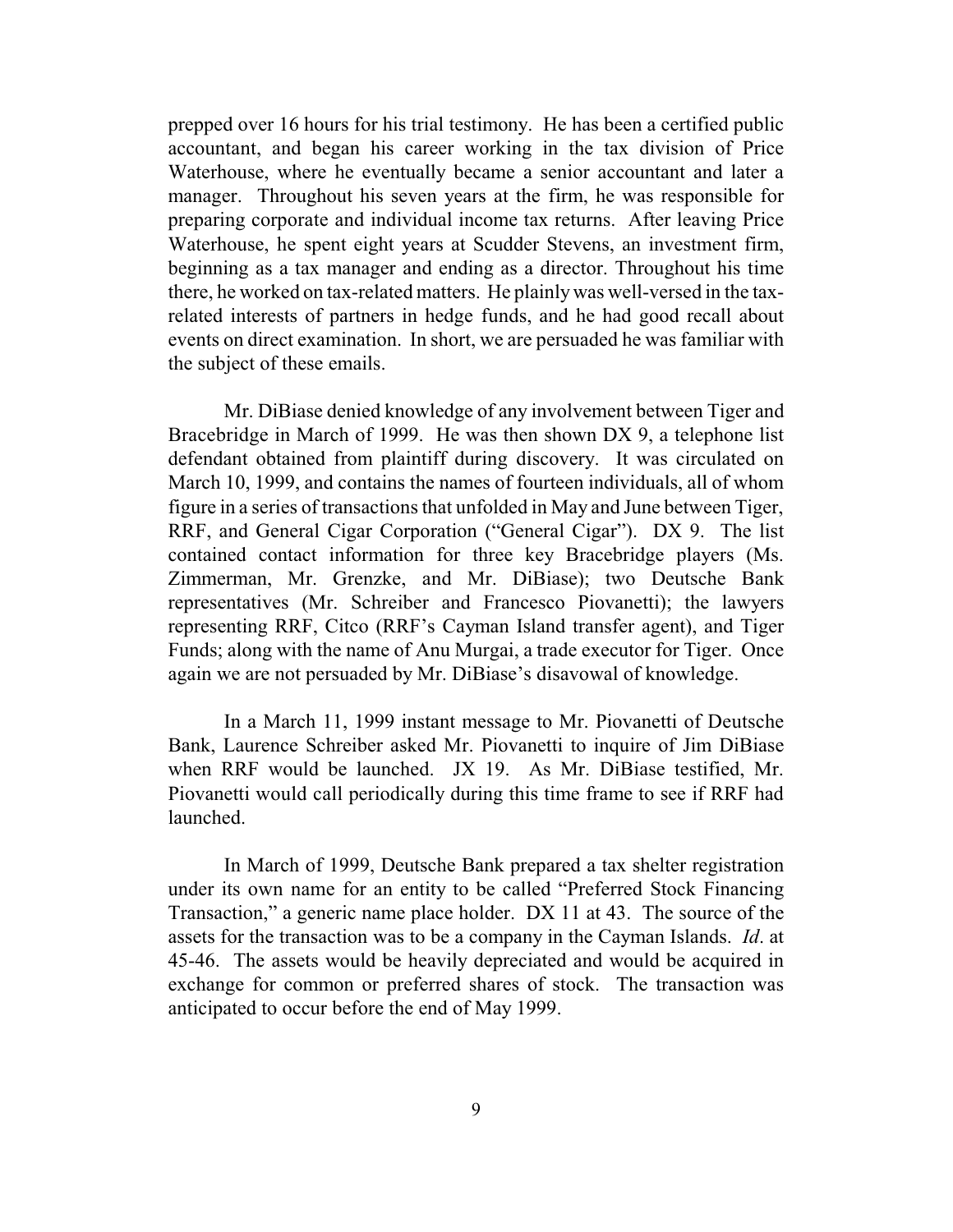prepped over 16 hours for his trial testimony. He has been a certified public accountant, and began his career working in the tax division of Price Waterhouse, where he eventually became a senior accountant and later a manager. Throughout his seven years at the firm, he was responsible for preparing corporate and individual income tax returns. After leaving Price Waterhouse, he spent eight years at Scudder Stevens, an investment firm, beginning as a tax manager and ending as a director. Throughout his time there, he worked on tax-related matters. He plainly was well-versed in the tax-related interests of partners in hedge funds, and he had good recall about events on direct examination. In short, we are persuaded he was familiar with the subject of these emails.

Mr. DiBiase denied knowledge of any involvement between Tiger and Bracebridge in March of 1999. He was then shown DX 9, a telephone list defendant obtained from plaintiff during discovery. It was circulated on March 10, 1999, and contains the names of fourteen individuals, all of whom figure in a series of transactions that unfolded in May and June between Tiger, RRF, and General Cigar Corporation ("General Cigar"). DX 9. The list contained contact information for three key Bracebridge players (Ms. Zimmerman, Mr. Grenzke, and Mr. DiBiase); two Deutsche Bank representatives (Mr. Schreiber and Francesco Piovanetti); the lawyers representing RRF, Citco (RRF's Cayman Island transfer agent), and Tiger Funds; along with the name of Anu Murgai, a trade executor for Tiger. Once again we are not persuaded by Mr. DiBiase's disavowal of knowledge.

In a March 11, 1999 instant message to Mr. Piovanetti of Deutsche Bank, Laurence Schreiber asked Mr. Piovanetti to inquire of Jim DiBiase when RRF would be launched. JX 19. As Mr. DiBiase testified, Mr. Piovanetti would call periodically during this time frame to see if RRF had launched.

In March of 1999, Deutsche Bank prepared a tax shelter registration under its own name for an entity to be called "Preferred Stock Financing Transaction," a generic name place holder. DX 11 at 43. The source of the assets for the transaction was to be a company in the Cayman Islands. *Id*. at 45-46. The assets would be heavily depreciated and would be acquired in exchange for common or preferred shares of stock. The transaction was anticipated to occur before the end of May 1999.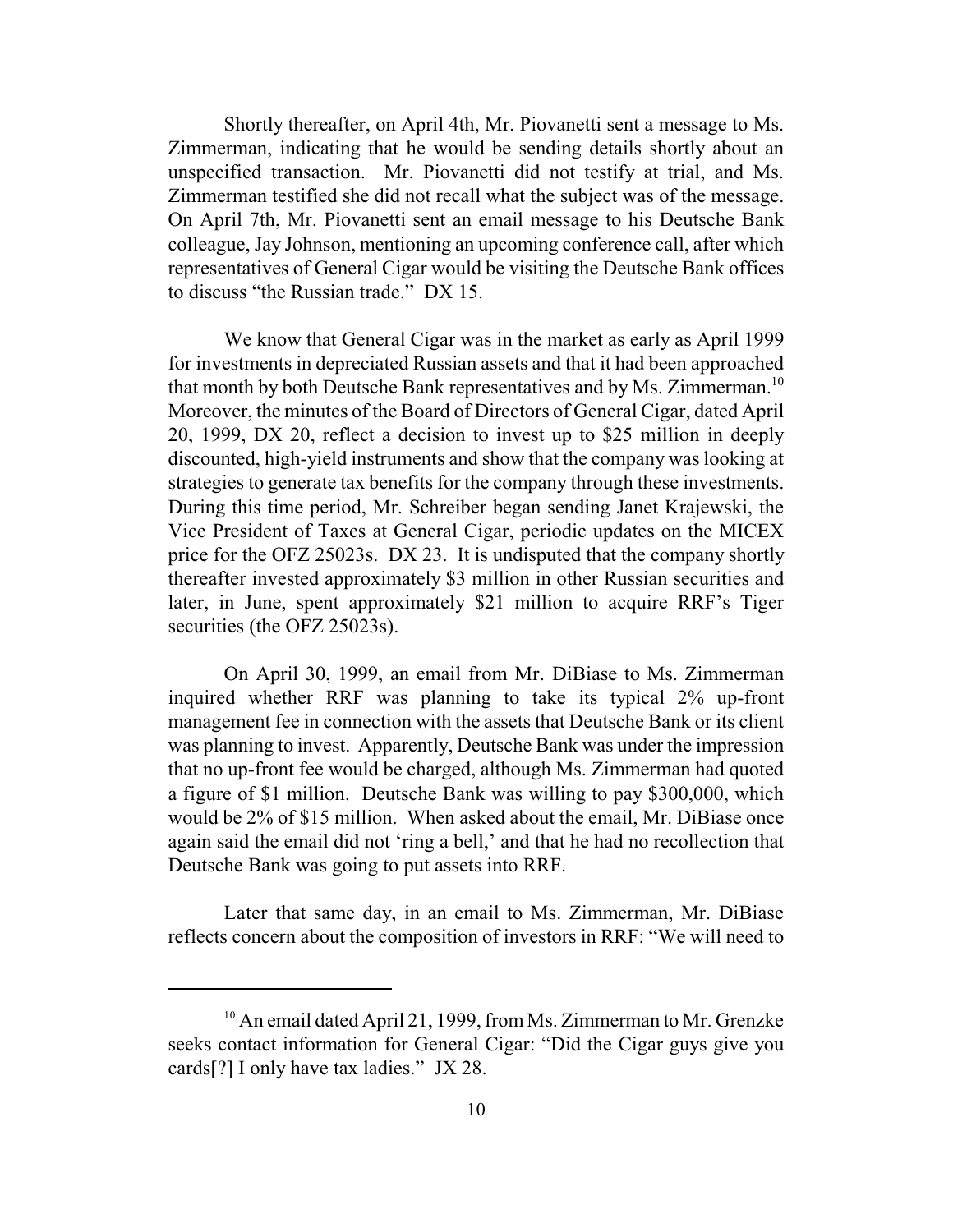Shortly thereafter, on April 4th, Mr. Piovanetti sent a message to Ms. Zimmerman, indicating that he would be sending details shortly about an unspecified transaction. Mr. Piovanetti did not testify at trial, and Ms. Zimmerman testified she did not recall what the subject was of the message. On April 7th, Mr. Piovanetti sent an email message to his Deutsche Bank colleague, Jay Johnson, mentioning an upcoming conference call, after which representatives of General Cigar would be visiting the Deutsche Bank offices to discuss "the Russian trade." DX 15.

We know that General Cigar was in the market as early as April 1999 for investments in depreciated Russian assets and that it had been approached that month by both Deutsche Bank representatives and by Ms. Zimmerman.[10] Moreover, the minutes of the Board of Directors of General Cigar, dated April 20, 1999, DX 20, reflect a decision to invest up to $25 million in deeply discounted, high-yield instruments and show that the company was looking at strategies to generate tax benefits for the company through these investments. During this time period, Mr. Schreiber began sending Janet Krajewski, the Vice President of Taxes at General Cigar, periodic updates on the MICEX price for the OFZ 25023s. DX 23. It is undisputed that the company shortly thereafter invested approximately $3 million in other Russian securities and later, in June, spent approximately $21 million to acquire RRF's Tiger securities (the OFZ 25023s).

On April 30, 1999, an email from Mr. DiBiase to Ms. Zimmerman inquired whether RRF was planning to take its typical 2% up-front management fee in connection with the assets that Deutsche Bank or its client was planning to invest. Apparently, Deutsche Bank was under the impression that no up-front fee would be charged, although Ms. Zimmerman had quoted a figure of $1 million. Deutsche Bank was willing to pay $300,000, which would be 2% of $15 million. When asked about the email, Mr. DiBiase once again said the email did not 'ring a bell,' and that he had no recollection that Deutsche Bank was going to put assets into RRF.

Later that same day, in an email to Ms. Zimmerman, Mr. DiBiase reflects concern about the composition of investors in RRF: "We will need to

[10] An email dated April 21, 1999, from Ms. Zimmerman to Mr. Grenzke seeks contact information for General Cigar: "Did the Cigar guys give you cards[?] I only have tax ladies." JX 28.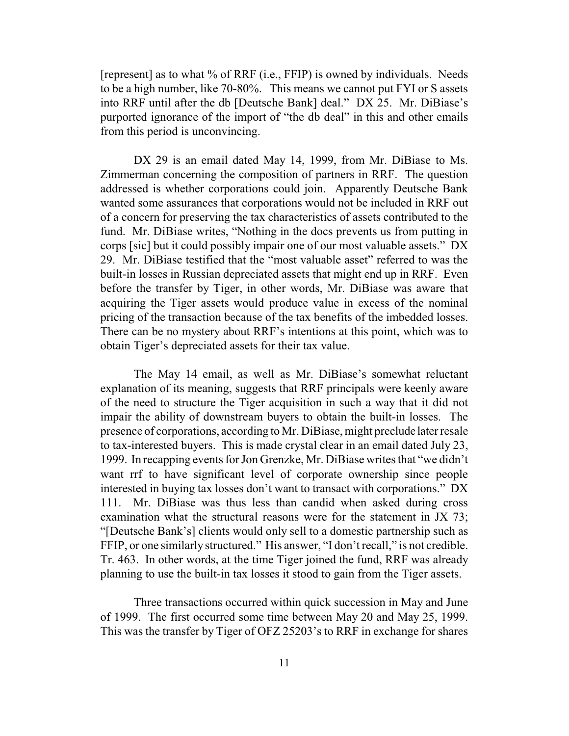[represent] as to what % of RRF (i.e., FFIP) is owned by individuals. Needs to be a high number, like 70-80%. This means we cannot put FYI or S assets into RRF until after the db [Deutsche Bank] deal." DX 25. Mr. DiBiase's purported ignorance of the import of "the db deal" in this and other emails from this period is unconvincing.

DX 29 is an email dated May 14, 1999, from Mr. DiBiase to Ms. Zimmerman concerning the composition of partners in RRF. The question addressed is whether corporations could join. Apparently Deutsche Bank wanted some assurances that corporations would not be included in RRF out of a concern for preserving the tax characteristics of assets contributed to the fund. Mr. DiBiase writes, "Nothing in the docs prevents us from putting in corps [sic] but it could possibly impair one of our most valuable assets." DX 29. Mr. DiBiase testified that the "most valuable asset" referred to was the built-in losses in Russian depreciated assets that might end up in RRF. Even before the transfer by Tiger, in other words, Mr. DiBiase was aware that acquiring the Tiger assets would produce value in excess of the nominal pricing of the transaction because of the tax benefits of the imbedded losses. There can be no mystery about RRF's intentions at this point, which was to obtain Tiger's depreciated assets for their tax value.

The May 14 email, as well as Mr. DiBiase's somewhat reluctant explanation of its meaning, suggests that RRF principals were keenly aware of the need to structure the Tiger acquisition in such a way that it did not impair the ability of downstream buyers to obtain the built-in losses. The presence of corporations, according to Mr. DiBiase, might preclude later resale to tax-interested buyers. This is made crystal clear in an email dated July 23, 1999. In recapping events for Jon Grenzke, Mr. DiBiase writes that "we didn't want rrf to have significant level of corporate ownership since people interested in buying tax losses don't want to transact with corporations." DX 111. Mr. DiBiase was thus less than candid when asked during cross examination what the structural reasons were for the statement in JX 73; "[Deutsche Bank's] clients would only sell to a domestic partnership such as FFIP, or one similarly structured." His answer, "I don't recall," is not credible. Tr. 463. In other words, at the time Tiger joined the fund, RRF was already planning to use the built-in tax losses it stood to gain from the Tiger assets.

Three transactions occurred within quick succession in May and June of 1999. The first occurred some time between May 20 and May 25, 1999. This was the transfer by Tiger of OFZ 25203's to RRF in exchange for shares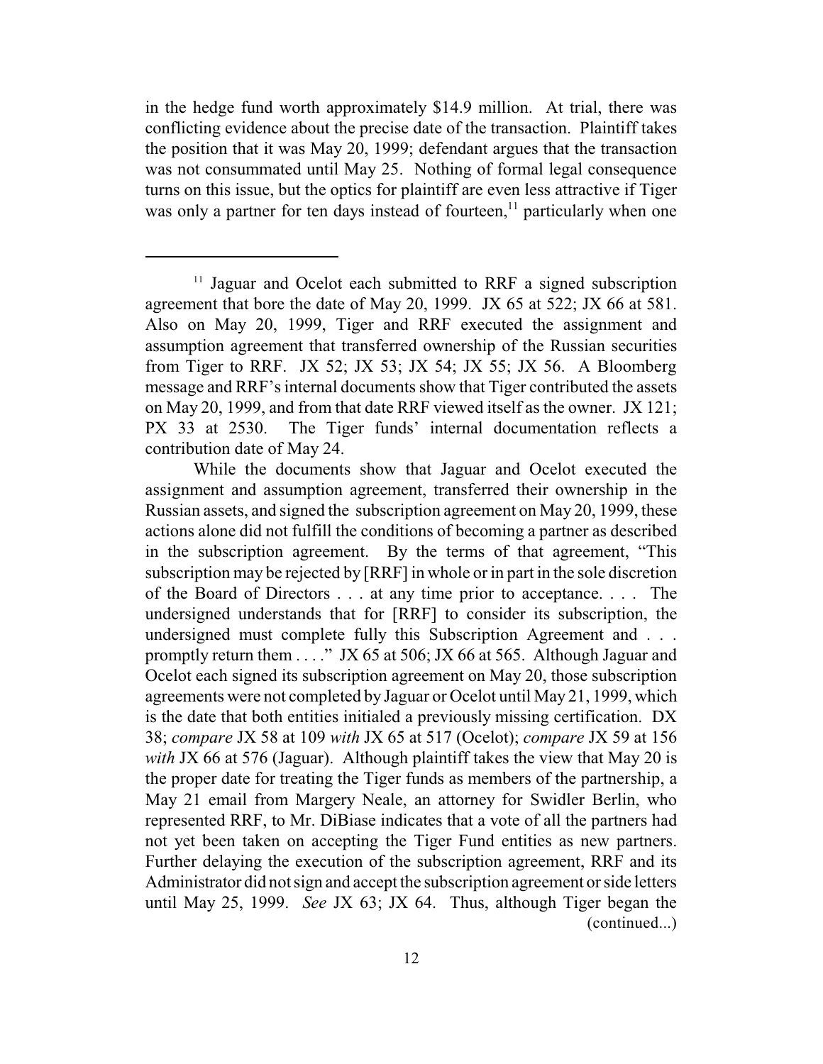in the hedge fund worth approximately $14.9 million. At trial, there was conflicting evidence about the precise date of the transaction. Plaintiff takes the position that it was May 20, 1999; defendant argues that the transaction was not consummated until May 25. Nothing of formal legal consequence turns on this issue, but the optics for plaintiff are even less attractive if Tiger was only a partner for ten days instead of fourteen,[11] particularly when one

---

[11] Jaguar and Ocelot each submitted to RRF a signed subscription agreement that bore the date of May 20, 1999. JX 65 at 522; JX 66 at 581. Also on May 20, 1999, Tiger and RRF executed the assignment and assumption agreement that transferred ownership of the Russian securities from Tiger to RRF. JX 52; JX 53; JX 54; JX 55; JX 56. A Bloomberg message and RRF's internal documents show that Tiger contributed the assets on May 20, 1999, and from that date RRF viewed itself as the owner. JX 121; PX 33 at 2530. The Tiger funds' internal documentation reflects a contribution date of May 24.

While the documents show that Jaguar and Ocelot executed the assignment and assumption agreement, transferred their ownership in the Russian assets, and signed the subscription agreement on May 20, 1999, these actions alone did not fulfill the conditions of becoming a partner as described in the subscription agreement. By the terms of that agreement, "This subscription may be rejected by [RRF] in whole or in part in the sole discretion of the Board of Directors . . . at any time prior to acceptance. . . . The undersigned understands that for [RRF] to consider its subscription, the undersigned must complete fully this Subscription Agreement and . . . promptly return them . . . ." JX 65 at 506; JX 66 at 565. Although Jaguar and Ocelot each signed its subscription agreement on May 20, those subscription agreements were not completed by Jaguar or Ocelot until May 21, 1999, which is the date that both entities initialed a previously missing certification. DX 38; *compare* JX 58 at 109 *with* JX 65 at 517 (Ocelot); *compare* JX 59 at 156 *with* JX 66 at 576 (Jaguar). Although plaintiff takes the view that May 20 is the proper date for treating the Tiger funds as members of the partnership, a May 21 email from Margery Neale, an attorney for Swidler Berlin, who represented RRF, to Mr. DiBiase indicates that a vote of all the partners had not yet been taken on accepting the Tiger Fund entities as new partners. Further delaying the execution of the subscription agreement, RRF and its Administrator did not sign and accept the subscription agreement or side letters until May 25, 1999. *See* JX 63; JX 64. Thus, although Tiger began the (continued...)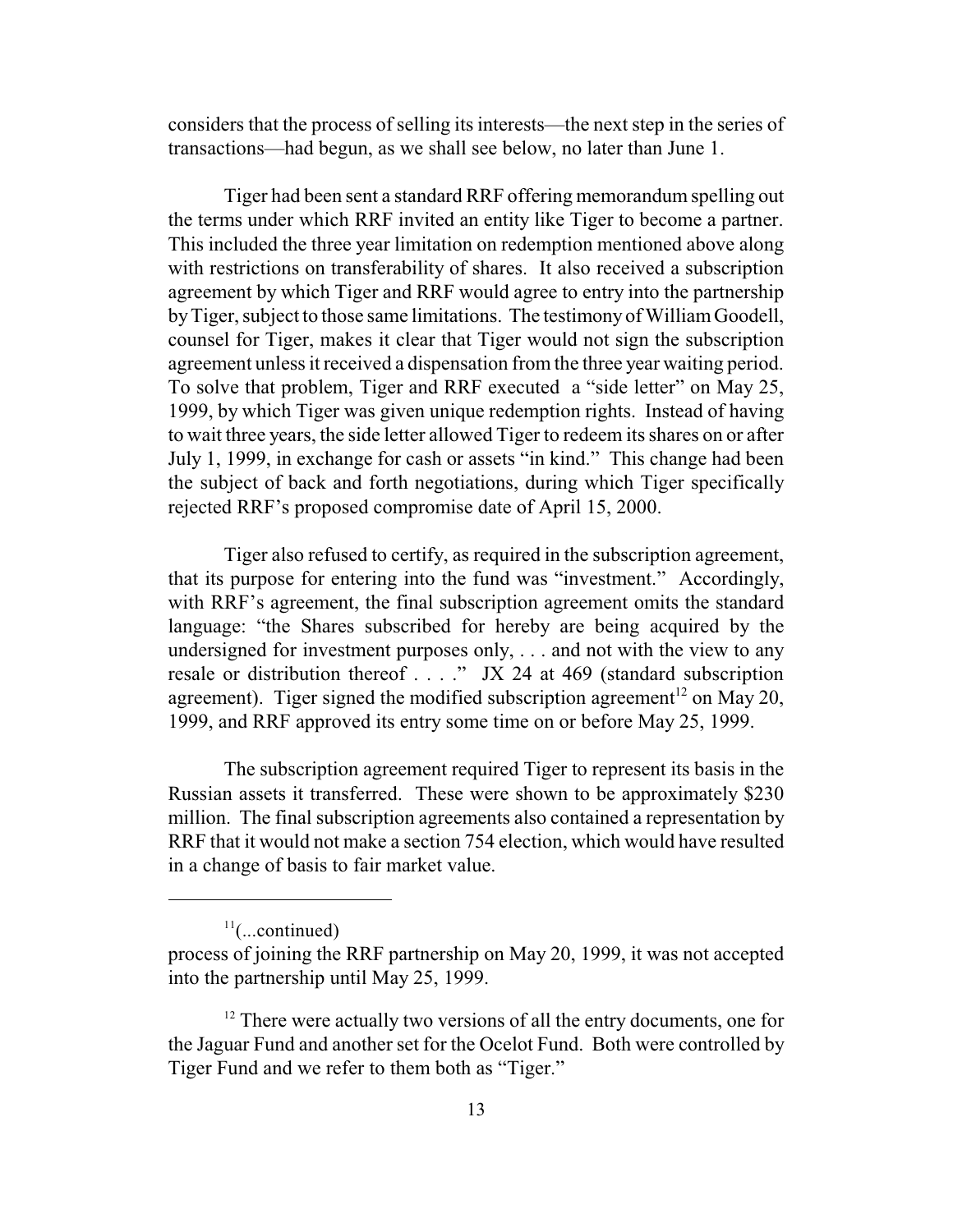considers that the process of selling its interests—the next step in the series of transactions—had begun, as we shall see below, no later than June 1.

Tiger had been sent a standard RRF offering memorandum spelling out the terms under which RRF invited an entity like Tiger to become a partner. This included the three year limitation on redemption mentioned above along with restrictions on transferability of shares. It also received a subscription agreement by which Tiger and RRF would agree to entry into the partnership by Tiger, subject to those same limitations. The testimony of William Goodell, counsel for Tiger, makes it clear that Tiger would not sign the subscription agreement unless it received a dispensation from the three year waiting period. To solve that problem, Tiger and RRF executed a "side letter" on May 25, 1999, by which Tiger was given unique redemption rights. Instead of having to wait three years, the side letter allowed Tiger to redeem its shares on or after July 1, 1999, in exchange for cash or assets "in kind." This change had been the subject of back and forth negotiations, during which Tiger specifically rejected RRF's proposed compromise date of April 15, 2000.

Tiger also refused to certify, as required in the subscription agreement, that its purpose for entering into the fund was "investment." Accordingly, with RRF's agreement, the final subscription agreement omits the standard language: "the Shares subscribed for hereby are being acquired by the undersigned for investment purposes only, . . . and not with the view to any resale or distribution thereof . . . ." JX 24 at 469 (standard subscription agreement). Tiger signed the modified subscription agreement[12] on May 20, 1999, and RRF approved its entry some time on or before May 25, 1999.

The subscription agreement required Tiger to represent its basis in the Russian assets it transferred. These were shown to be approximately $230 million. The final subscription agreements also contained a representation by RRF that it would not make a section 754 election, which would have resulted in a change of basis to fair market value.

---

[11](...continued)
process of joining the RRF partnership on May 20, 1999, it was not accepted into the partnership until May 25, 1999.

[12] There were actually two versions of all the entry documents, one for the Jaguar Fund and another set for the Ocelot Fund. Both were controlled by Tiger Fund and we refer to them both as "Tiger."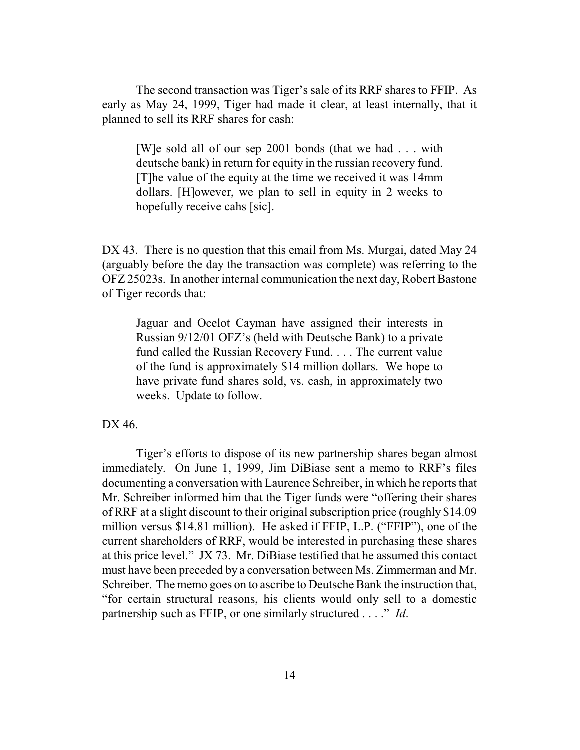The second transaction was Tiger's sale of its RRF shares to FFIP. As early as May 24, 1999, Tiger had made it clear, at least internally, that it planned to sell its RRF shares for cash:

> [W]e sold all of our sep 2001 bonds (that we had . . . with deutsche bank) in return for equity in the russian recovery fund. [T]he value of the equity at the time we received it was 14mm dollars. [H]owever, we plan to sell in equity in 2 weeks to hopefully receive cahs [sic].

DX 43. There is no question that this email from Ms. Murgai, dated May 24 (arguably before the day the transaction was complete) was referring to the OFZ 25023s. In another internal communication the next day, Robert Bastone of Tiger records that:

> Jaguar and Ocelot Cayman have assigned their interests in Russian 9/12/01 OFZ's (held with Deutsche Bank) to a private fund called the Russian Recovery Fund. . . . The current value of the fund is approximately $14 million dollars. We hope to have private fund shares sold, vs. cash, in approximately two weeks. Update to follow.

DX 46.

Tiger's efforts to dispose of its new partnership shares began almost immediately. On June 1, 1999, Jim DiBiase sent a memo to RRF's files documenting a conversation with Laurence Schreiber, in which he reports that Mr. Schreiber informed him that the Tiger funds were "offering their shares of RRF at a slight discount to their original subscription price (roughly $14.09 million versus $14.81 million). He asked if FFIP, L.P. ("FFIP"), one of the current shareholders of RRF, would be interested in purchasing these shares at this price level." JX 73. Mr. DiBiase testified that he assumed this contact must have been preceded by a conversation between Ms. Zimmerman and Mr. Schreiber. The memo goes on to ascribe to Deutsche Bank the instruction that, "for certain structural reasons, his clients would only sell to a domestic partnership such as FFIP, or one similarly structured . . . ." *Id*.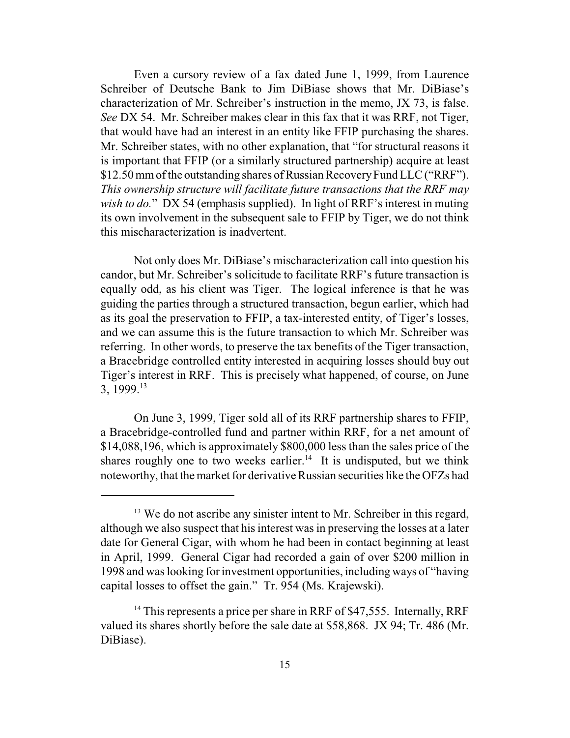Even a cursory review of a fax dated June 1, 1999, from Laurence Schreiber of Deutsche Bank to Jim DiBiase shows that Mr. DiBiase's characterization of Mr. Schreiber's instruction in the memo, JX 73, is false. *See* DX 54. Mr. Schreiber makes clear in this fax that it was RRF, not Tiger, that would have had an interest in an entity like FFIP purchasing the shares. Mr. Schreiber states, with no other explanation, that "for structural reasons it is important that FFIP (or a similarly structured partnership) acquire at least $12.50 mm of the outstanding shares of Russian Recovery Fund LLC ("RRF"). *This ownership structure will facilitate future transactions that the RRF may wish to do.*" DX 54 (emphasis supplied). In light of RRF's interest in muting its own involvement in the subsequent sale to FFIP by Tiger, we do not think this mischaracterization is inadvertent.

Not only does Mr. DiBiase's mischaracterization call into question his candor, but Mr. Schreiber's solicitude to facilitate RRF's future transaction is equally odd, as his client was Tiger. The logical inference is that he was guiding the parties through a structured transaction, begun earlier, which had as its goal the preservation to FFIP, a tax-interested entity, of Tiger's losses, and we can assume this is the future transaction to which Mr. Schreiber was referring. In other words, to preserve the tax benefits of the Tiger transaction, a Bracebridge controlled entity interested in acquiring losses should buy out Tiger's interest in RRF. This is precisely what happened, of course, on June 3, 1999.[13]

On June 3, 1999, Tiger sold all of its RRF partnership shares to FFIP, a Bracebridge-controlled fund and partner within RRF, for a net amount of $14,088,196, which is approximately $800,000 less than the sales price of the shares roughly one to two weeks earlier.[14] It is undisputed, but we think noteworthy, that the market for derivative Russian securities like the OFZs had

---

[13] We do not ascribe any sinister intent to Mr. Schreiber in this regard, although we also suspect that his interest was in preserving the losses at a later date for General Cigar, with whom he had been in contact beginning at least in April, 1999. General Cigar had recorded a gain of over $200 million in 1998 and was looking for investment opportunities, including ways of "having capital losses to offset the gain." Tr. 954 (Ms. Krajewski).

[14] This represents a price per share in RRF of $47,555. Internally, RRF valued its shares shortly before the sale date at $58,868. JX 94; Tr. 486 (Mr. DiBiase).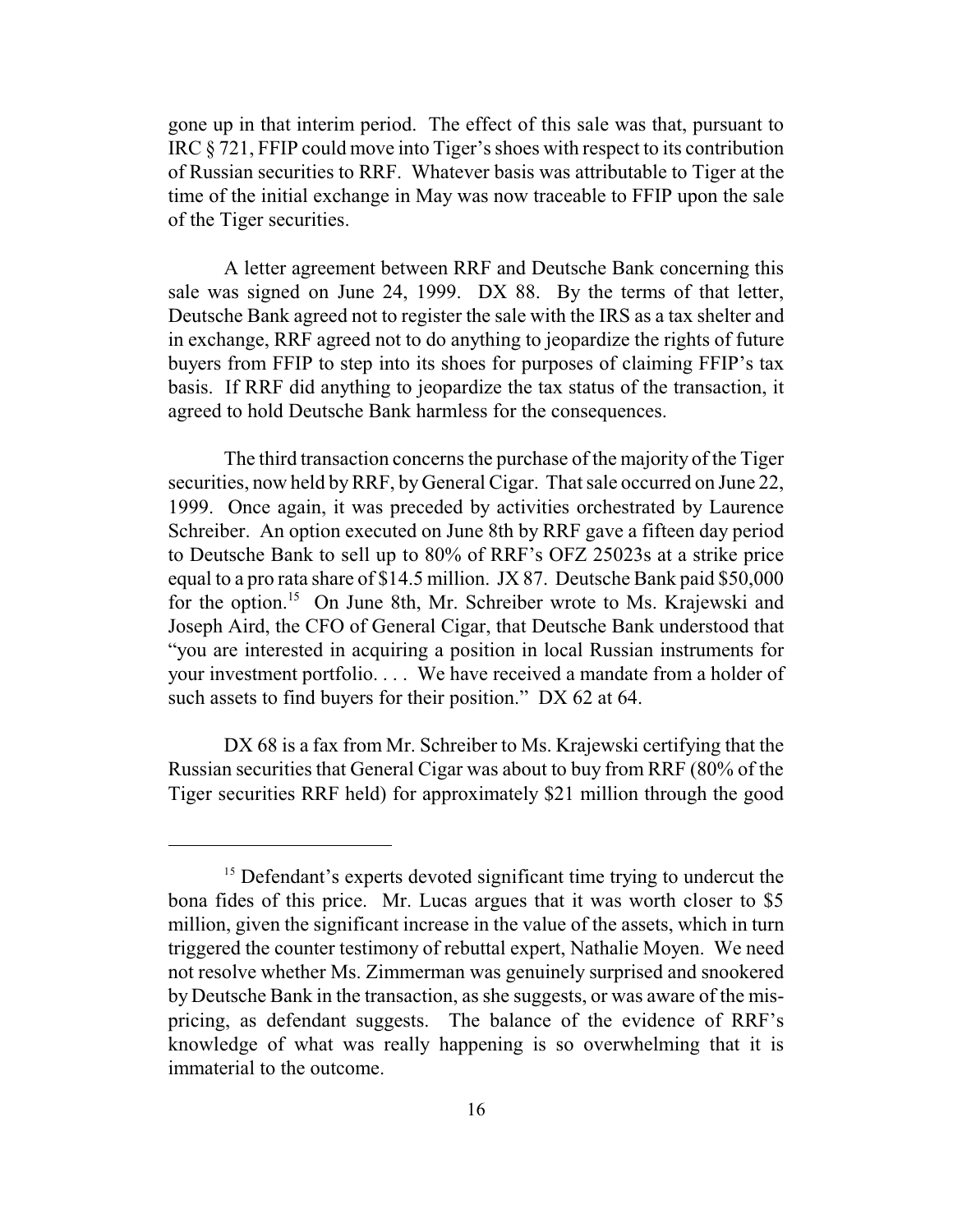gone up in that interim period. The effect of this sale was that, pursuant to IRC § 721, FFIP could move into Tiger's shoes with respect to its contribution of Russian securities to RRF. Whatever basis was attributable to Tiger at the time of the initial exchange in May was now traceable to FFIP upon the sale of the Tiger securities.

A letter agreement between RRF and Deutsche Bank concerning this sale was signed on June 24, 1999. DX 88. By the terms of that letter, Deutsche Bank agreed not to register the sale with the IRS as a tax shelter and in exchange, RRF agreed not to do anything to jeopardize the rights of future buyers from FFIP to step into its shoes for purposes of claiming FFIP's tax basis. If RRF did anything to jeopardize the tax status of the transaction, it agreed to hold Deutsche Bank harmless for the consequences.

The third transaction concerns the purchase of the majority of the Tiger securities, now held by RRF, by General Cigar. That sale occurred on June 22, 1999. Once again, it was preceded by activities orchestrated by Laurence Schreiber. An option executed on June 8th by RRF gave a fifteen day period to Deutsche Bank to sell up to 80% of RRF's OFZ 25023s at a strike price equal to a pro rata share of $14.5 million. JX 87. Deutsche Bank paid $50,000 for the option.[15] On June 8th, Mr. Schreiber wrote to Ms. Krajewski and Joseph Aird, the CFO of General Cigar, that Deutsche Bank understood that "you are interested in acquiring a position in local Russian instruments for your investment portfolio. . . . We have received a mandate from a holder of such assets to find buyers for their position." DX 62 at 64.

DX 68 is a fax from Mr. Schreiber to Ms. Krajewski certifying that the Russian securities that General Cigar was about to buy from RRF (80% of the Tiger securities RRF held) for approximately $21 million through the good

---

[15] Defendant's experts devoted significant time trying to undercut the bona fides of this price. Mr. Lucas argues that it was worth closer to $5 million, given the significant increase in the value of the assets, which in turn triggered the counter testimony of rebuttal expert, Nathalie Moyen. We need not resolve whether Ms. Zimmerman was genuinely surprised and snookered by Deutsche Bank in the transaction, as she suggests, or was aware of the mis-pricing, as defendant suggests. The balance of the evidence of RRF's knowledge of what was really happening is so overwhelming that it is immaterial to the outcome.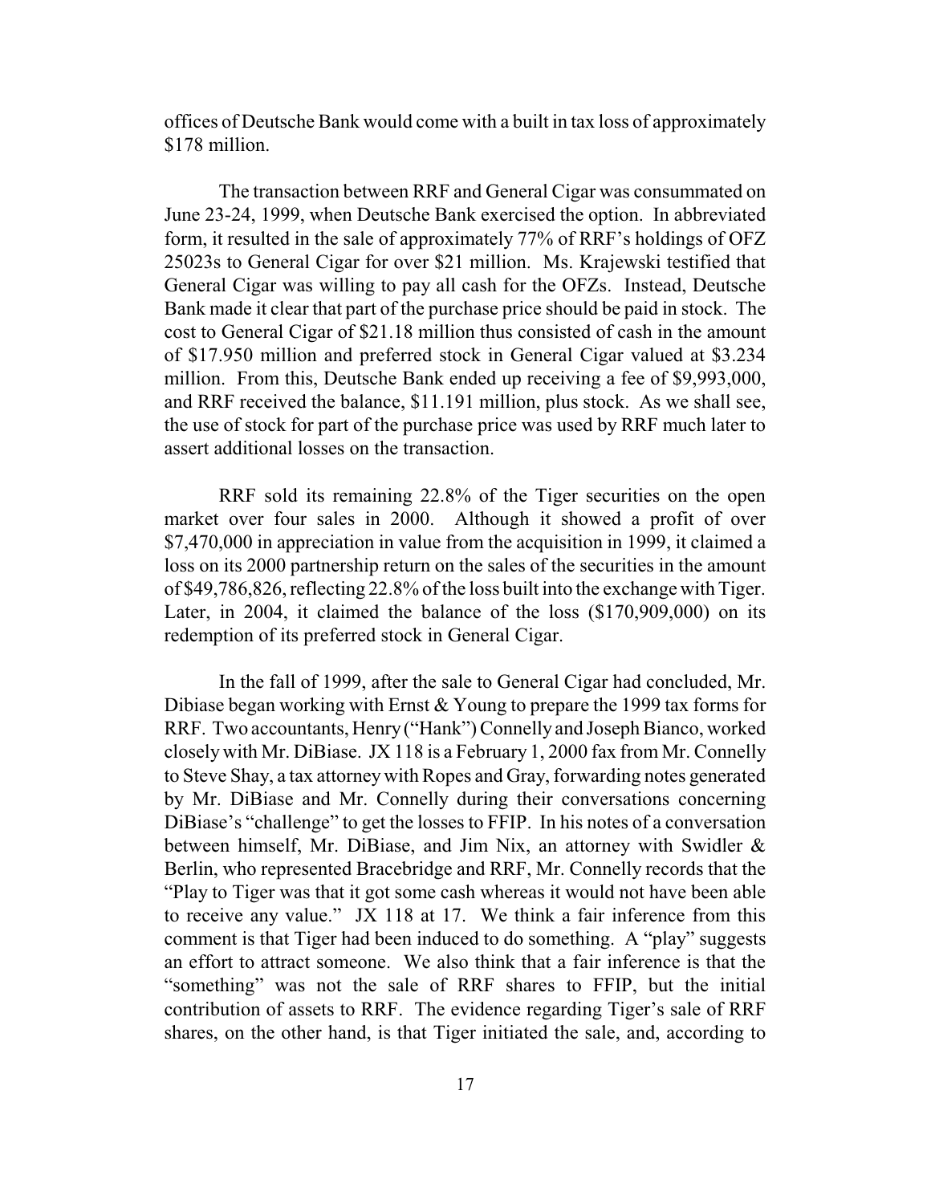offices of Deutsche Bank would come with a built in tax loss of approximately $178 million.

The transaction between RRF and General Cigar was consummated on June 23-24, 1999, when Deutsche Bank exercised the option. In abbreviated form, it resulted in the sale of approximately 77% of RRF's holdings of OFZ 25023s to General Cigar for over $21 million. Ms. Krajewski testified that General Cigar was willing to pay all cash for the OFZs. Instead, Deutsche Bank made it clear that part of the purchase price should be paid in stock. The cost to General Cigar of $21.18 million thus consisted of cash in the amount of $17.950 million and preferred stock in General Cigar valued at $3.234 million. From this, Deutsche Bank ended up receiving a fee of $9,993,000, and RRF received the balance, $11.191 million, plus stock. As we shall see, the use of stock for part of the purchase price was used by RRF much later to assert additional losses on the transaction.

RRF sold its remaining 22.8% of the Tiger securities on the open market over four sales in 2000. Although it showed a profit of over $7,470,000 in appreciation in value from the acquisition in 1999, it claimed a loss on its 2000 partnership return on the sales of the securities in the amount of $49,786,826, reflecting 22.8% of the loss built into the exchange with Tiger. Later, in 2004, it claimed the balance of the loss ($170,909,000) on its redemption of its preferred stock in General Cigar.

In the fall of 1999, after the sale to General Cigar had concluded, Mr. Dibiase began working with Ernst & Young to prepare the 1999 tax forms for RRF. Two accountants, Henry ("Hank") Connelly and Joseph Bianco, worked closely with Mr. DiBiase. JX 118 is a February 1, 2000 fax from Mr. Connelly to Steve Shay, a tax attorney with Ropes and Gray, forwarding notes generated by Mr. DiBiase and Mr. Connelly during their conversations concerning DiBiase's "challenge" to get the losses to FFIP. In his notes of a conversation between himself, Mr. DiBiase, and Jim Nix, an attorney with Swidler & Berlin, who represented Bracebridge and RRF, Mr. Connelly records that the "Play to Tiger was that it got some cash whereas it would not have been able to receive any value." JX 118 at 17. We think a fair inference from this comment is that Tiger had been induced to do something. A "play" suggests an effort to attract someone. We also think that a fair inference is that the "something" was not the sale of RRF shares to FFIP, but the initial contribution of assets to RRF. The evidence regarding Tiger's sale of RRF shares, on the other hand, is that Tiger initiated the sale, and, according to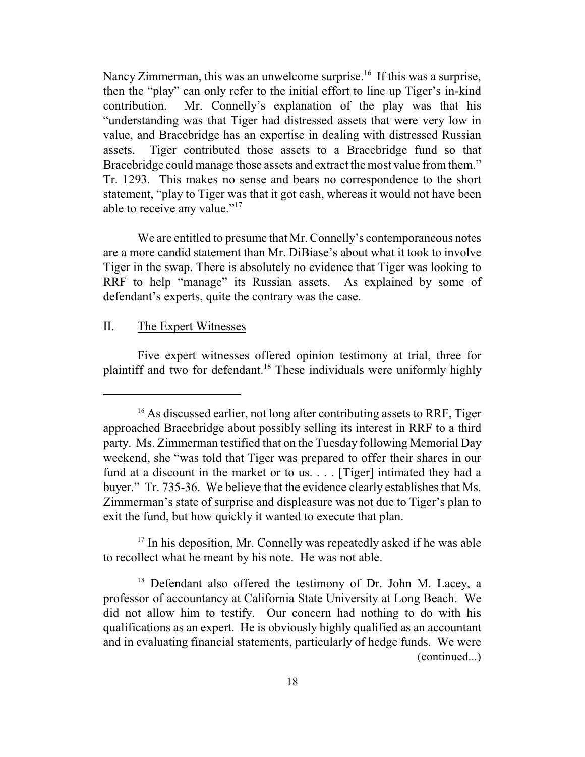Nancy Zimmerman, this was an unwelcome surprise.[16] If this was a surprise, then the "play" can only refer to the initial effort to line up Tiger's in-kind contribution. Mr. Connelly's explanation of the play was that his "understanding was that Tiger had distressed assets that were very low in value, and Bracebridge has an expertise in dealing with distressed Russian assets. Tiger contributed those assets to a Bracebridge fund so that Bracebridge could manage those assets and extract the most value from them." Tr. 1293. This makes no sense and bears no correspondence to the short statement, "play to Tiger was that it got cash, whereas it would not have been able to receive any value."[17]

We are entitled to presume that Mr. Connelly's contemporaneous notes are a more candid statement than Mr. DiBiase's about what it took to involve Tiger in the swap. There is absolutely no evidence that Tiger was looking to RRF to help "manage" its Russian assets. As explained by some of defendant's experts, quite the contrary was the case.

## II. The Expert Witnesses

Five expert witnesses offered opinion testimony at trial, three for plaintiff and two for defendant.[18] These individuals were uniformly highly

---

[16] As discussed earlier, not long after contributing assets to RRF, Tiger approached Bracebridge about possibly selling its interest in RRF to a third party. Ms. Zimmerman testified that on the Tuesday following Memorial Day weekend, she "was told that Tiger was prepared to offer their shares in our fund at a discount in the market or to us. . . . [Tiger] intimated they had a buyer." Tr. 735-36. We believe that the evidence clearly establishes that Ms. Zimmerman's state of surprise and displeasure was not due to Tiger's plan to exit the fund, but how quickly it wanted to execute that plan.

[17] In his deposition, Mr. Connelly was repeatedly asked if he was able to recollect what he meant by his note. He was not able.

[18] Defendant also offered the testimony of Dr. John M. Lacey, a professor of accountancy at California State University at Long Beach. We did not allow him to testify. Our concern had nothing to do with his qualifications as an expert. He is obviously highly qualified as an accountant and in evaluating financial statements, particularly of hedge funds. We were (continued...)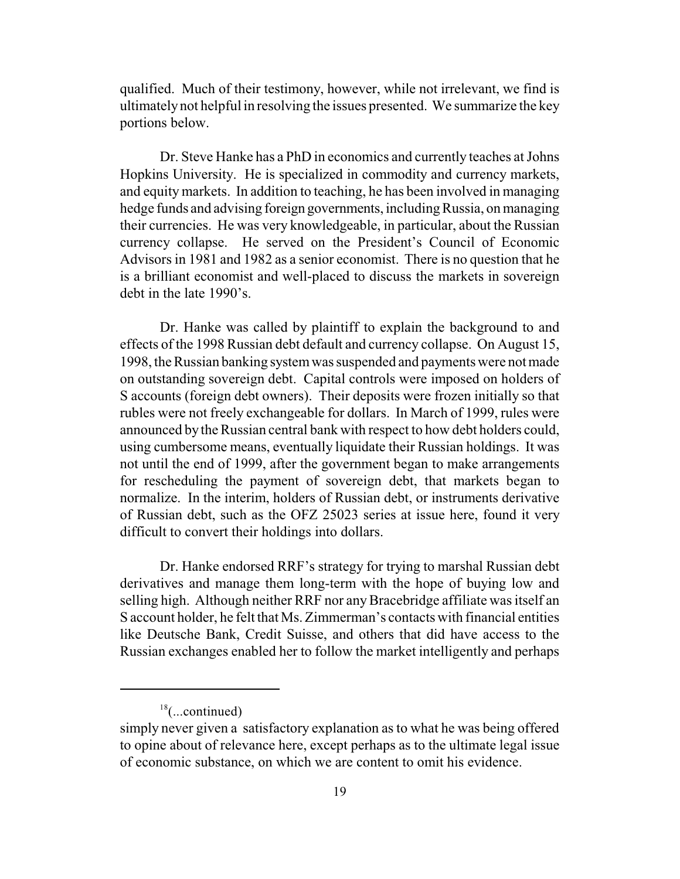qualified. Much of their testimony, however, while not irrelevant, we find is ultimately not helpful in resolving the issues presented. We summarize the key portions below.

Dr. Steve Hanke has a PhD in economics and currently teaches at Johns Hopkins University. He is specialized in commodity and currency markets, and equity markets. In addition to teaching, he has been involved in managing hedge funds and advising foreign governments, including Russia, on managing their currencies. He was very knowledgeable, in particular, about the Russian currency collapse. He served on the President's Council of Economic Advisors in 1981 and 1982 as a senior economist. There is no question that he is a brilliant economist and well-placed to discuss the markets in sovereign debt in the late 1990's.

Dr. Hanke was called by plaintiff to explain the background to and effects of the 1998 Russian debt default and currency collapse. On August 15, 1998, the Russian banking system was suspended and payments were not made on outstanding sovereign debt. Capital controls were imposed on holders of S accounts (foreign debt owners). Their deposits were frozen initially so that rubles were not freely exchangeable for dollars. In March of 1999, rules were announced by the Russian central bank with respect to how debt holders could, using cumbersome means, eventually liquidate their Russian holdings. It was not until the end of 1999, after the government began to make arrangements for rescheduling the payment of sovereign debt, that markets began to normalize. In the interim, holders of Russian debt, or instruments derivative of Russian debt, such as the OFZ 25023 series at issue here, found it very difficult to convert their holdings into dollars.

Dr. Hanke endorsed RRF's strategy for trying to marshal Russian debt derivatives and manage them long-term with the hope of buying low and selling high. Although neither RRF nor any Bracebridge affiliate was itself an S account holder, he felt that Ms. Zimmerman's contacts with financial entities like Deutsche Bank, Credit Suisse, and others that did have access to the Russian exchanges enabled her to follow the market intelligently and perhaps

---

[18](...continued)

simply never given a satisfactory explanation as to what he was being offered to opine about of relevance here, except perhaps as to the ultimate legal issue of economic substance, on which we are content to omit his evidence.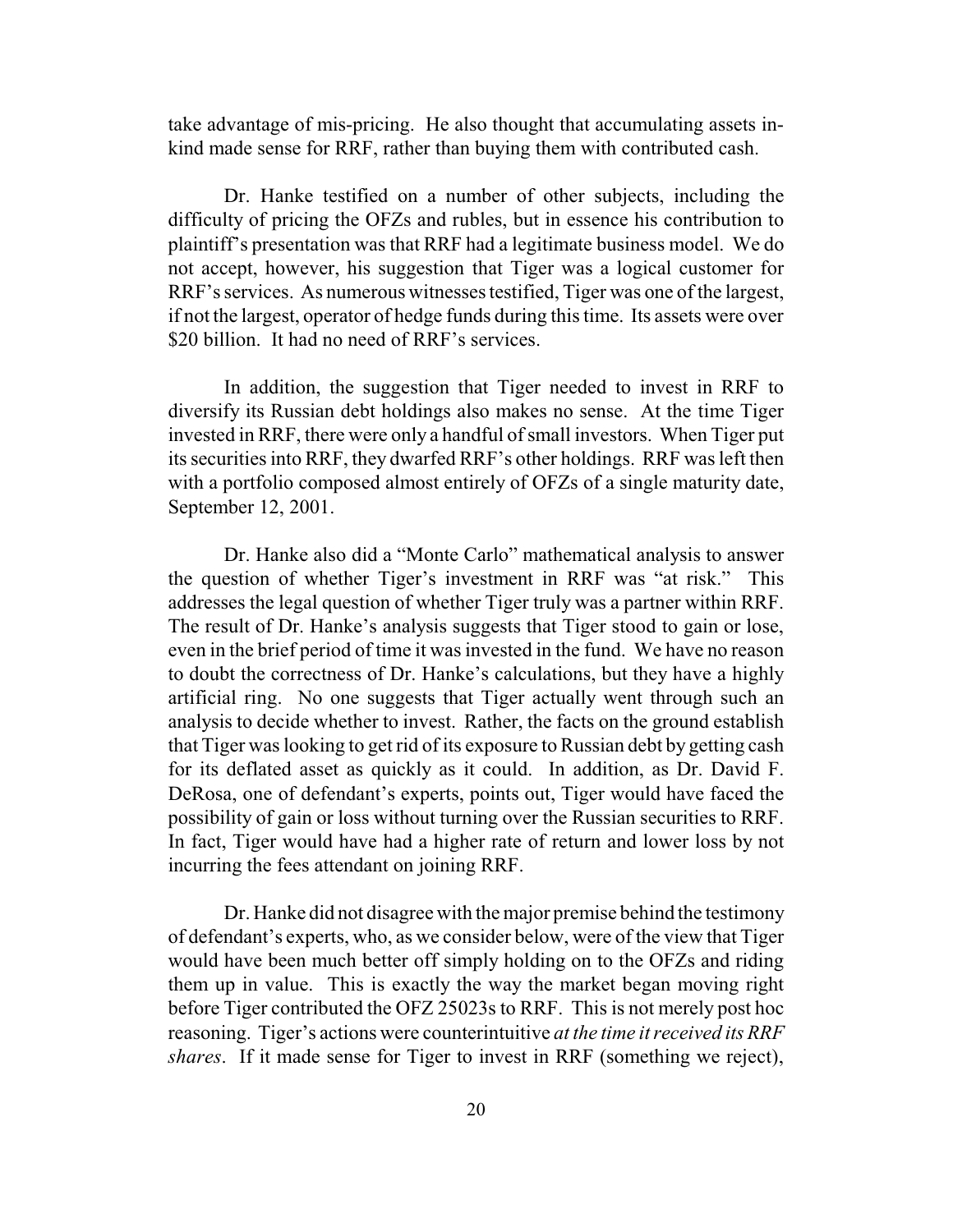take advantage of mis-pricing. He also thought that accumulating assets in-kind made sense for RRF, rather than buying them with contributed cash.

Dr. Hanke testified on a number of other subjects, including the difficulty of pricing the OFZs and rubles, but in essence his contribution to plaintiff's presentation was that RRF had a legitimate business model. We do not accept, however, his suggestion that Tiger was a logical customer for RRF's services. As numerous witnesses testified, Tiger was one of the largest, if not the largest, operator of hedge funds during this time. Its assets were over $20 billion. It had no need of RRF's services.

In addition, the suggestion that Tiger needed to invest in RRF to diversify its Russian debt holdings also makes no sense. At the time Tiger invested in RRF, there were only a handful of small investors. When Tiger put its securities into RRF, they dwarfed RRF's other holdings. RRF was left then with a portfolio composed almost entirely of OFZs of a single maturity date, September 12, 2001.

Dr. Hanke also did a "Monte Carlo" mathematical analysis to answer the question of whether Tiger's investment in RRF was "at risk." This addresses the legal question of whether Tiger truly was a partner within RRF. The result of Dr. Hanke's analysis suggests that Tiger stood to gain or lose, even in the brief period of time it was invested in the fund. We have no reason to doubt the correctness of Dr. Hanke's calculations, but they have a highly artificial ring. No one suggests that Tiger actually went through such an analysis to decide whether to invest. Rather, the facts on the ground establish that Tiger was looking to get rid of its exposure to Russian debt by getting cash for its deflated asset as quickly as it could. In addition, as Dr. David F. DeRosa, one of defendant's experts, points out, Tiger would have faced the possibility of gain or loss without turning over the Russian securities to RRF. In fact, Tiger would have had a higher rate of return and lower loss by not incurring the fees attendant on joining RRF.

Dr. Hanke did not disagree with the major premise behind the testimony of defendant's experts, who, as we consider below, were of the view that Tiger would have been much better off simply holding on to the OFZs and riding them up in value. This is exactly the way the market began moving right before Tiger contributed the OFZ 25023s to RRF. This is not merely post hoc reasoning. Tiger's actions were counterintuitive *at the time it received its RRF shares*. If it made sense for Tiger to invest in RRF (something we reject),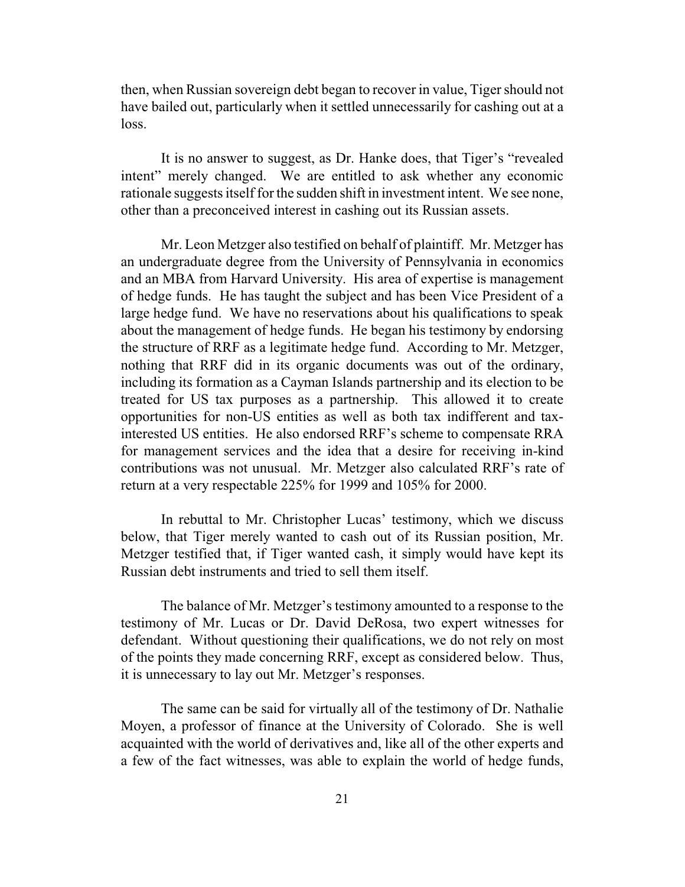then, when Russian sovereign debt began to recover in value, Tiger should not have bailed out, particularly when it settled unnecessarily for cashing out at a loss.

It is no answer to suggest, as Dr. Hanke does, that Tiger's "revealed intent" merely changed. We are entitled to ask whether any economic rationale suggests itself for the sudden shift in investment intent. We see none, other than a preconceived interest in cashing out its Russian assets.

Mr. Leon Metzger also testified on behalf of plaintiff. Mr. Metzger has an undergraduate degree from the University of Pennsylvania in economics and an MBA from Harvard University. His area of expertise is management of hedge funds. He has taught the subject and has been Vice President of a large hedge fund. We have no reservations about his qualifications to speak about the management of hedge funds. He began his testimony by endorsing the structure of RRF as a legitimate hedge fund. According to Mr. Metzger, nothing that RRF did in its organic documents was out of the ordinary, including its formation as a Cayman Islands partnership and its election to be treated for US tax purposes as a partnership. This allowed it to create opportunities for non-US entities as well as both tax indifferent and tax-interested US entities. He also endorsed RRF's scheme to compensate RRA for management services and the idea that a desire for receiving in-kind contributions was not unusual. Mr. Metzger also calculated RRF's rate of return at a very respectable 225% for 1999 and 105% for 2000.

In rebuttal to Mr. Christopher Lucas' testimony, which we discuss below, that Tiger merely wanted to cash out of its Russian position, Mr. Metzger testified that, if Tiger wanted cash, it simply would have kept its Russian debt instruments and tried to sell them itself.

The balance of Mr. Metzger's testimony amounted to a response to the testimony of Mr. Lucas or Dr. David DeRosa, two expert witnesses for defendant. Without questioning their qualifications, we do not rely on most of the points they made concerning RRF, except as considered below. Thus, it is unnecessary to lay out Mr. Metzger's responses.

The same can be said for virtually all of the testimony of Dr. Nathalie Moyen, a professor of finance at the University of Colorado. She is well acquainted with the world of derivatives and, like all of the other experts and a few of the fact witnesses, was able to explain the world of hedge funds,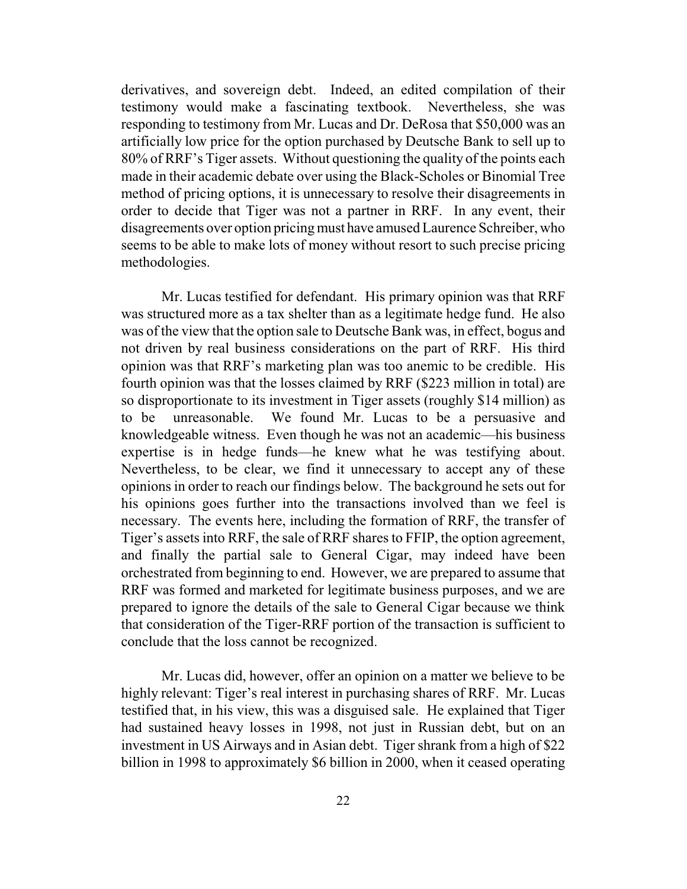derivatives, and sovereign debt. Indeed, an edited compilation of their testimony would make a fascinating textbook. Nevertheless, she was responding to testimony from Mr. Lucas and Dr. DeRosa that $50,000 was an artificially low price for the option purchased by Deutsche Bank to sell up to 80% of RRF's Tiger assets. Without questioning the quality of the points each made in their academic debate over using the Black-Scholes or Binomial Tree method of pricing options, it is unnecessary to resolve their disagreements in order to decide that Tiger was not a partner in RRF. In any event, their disagreements over option pricing must have amused Laurence Schreiber, who seems to be able to make lots of money without resort to such precise pricing methodologies.

Mr. Lucas testified for defendant. His primary opinion was that RRF was structured more as a tax shelter than as a legitimate hedge fund. He also was of the view that the option sale to Deutsche Bank was, in effect, bogus and not driven by real business considerations on the part of RRF. His third opinion was that RRF's marketing plan was too anemic to be credible. His fourth opinion was that the losses claimed by RRF ($223 million in total) are so disproportionate to its investment in Tiger assets (roughly $14 million) as to be unreasonable. We found Mr. Lucas to be a persuasive and knowledgeable witness. Even though he was not an academic—his business expertise is in hedge funds—he knew what he was testifying about. Nevertheless, to be clear, we find it unnecessary to accept any of these opinions in order to reach our findings below. The background he sets out for his opinions goes further into the transactions involved than we feel is necessary. The events here, including the formation of RRF, the transfer of Tiger's assets into RRF, the sale of RRF shares to FFIP, the option agreement, and finally the partial sale to General Cigar, may indeed have been orchestrated from beginning to end. However, we are prepared to assume that RRF was formed and marketed for legitimate business purposes, and we are prepared to ignore the details of the sale to General Cigar because we think that consideration of the Tiger-RRF portion of the transaction is sufficient to conclude that the loss cannot be recognized.

Mr. Lucas did, however, offer an opinion on a matter we believe to be highly relevant: Tiger's real interest in purchasing shares of RRF. Mr. Lucas testified that, in his view, this was a disguised sale. He explained that Tiger had sustained heavy losses in 1998, not just in Russian debt, but on an investment in US Airways and in Asian debt. Tiger shrank from a high of $22 billion in 1998 to approximately $6 billion in 2000, when it ceased operating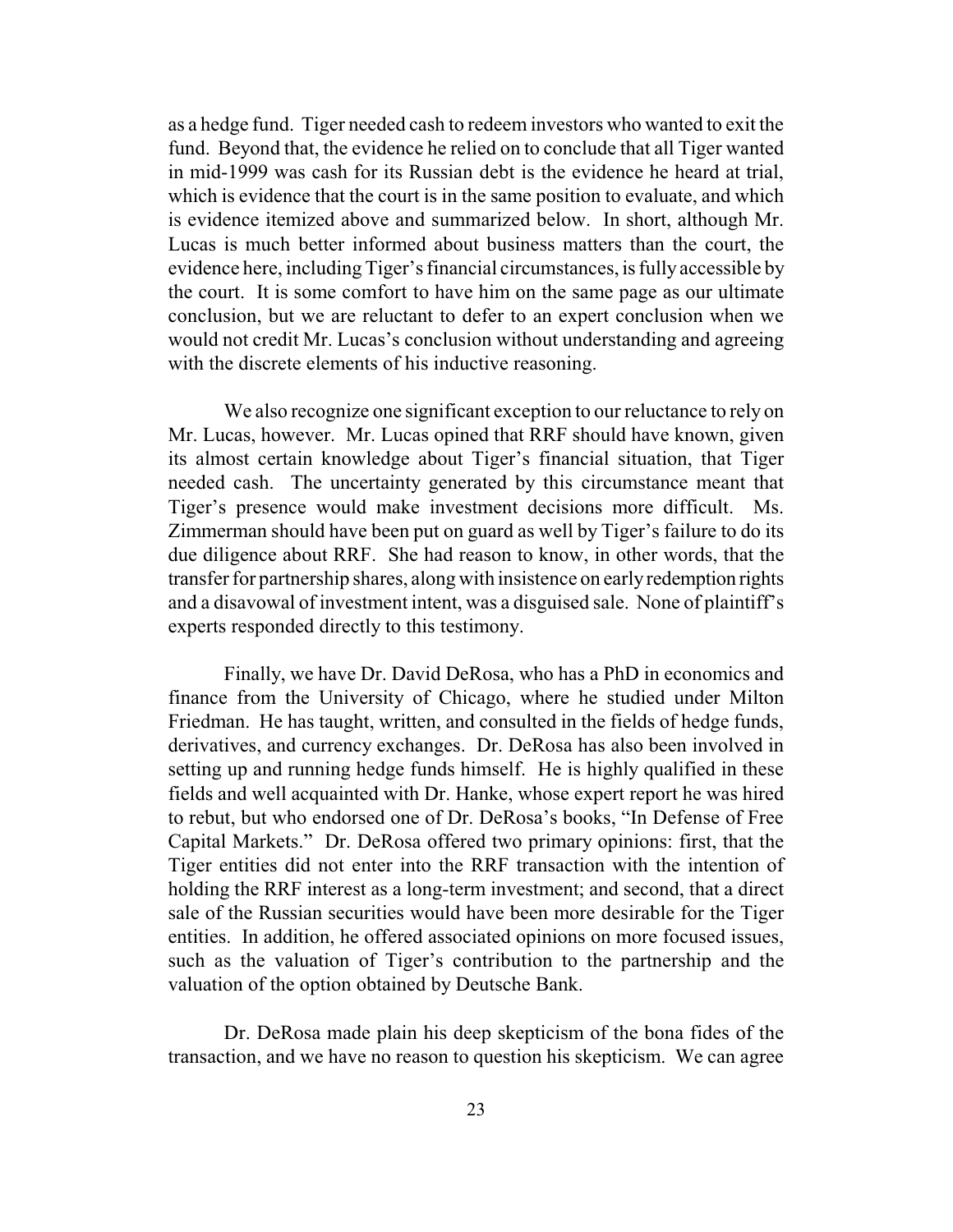as a hedge fund. Tiger needed cash to redeem investors who wanted to exit the fund. Beyond that, the evidence he relied on to conclude that all Tiger wanted in mid-1999 was cash for its Russian debt is the evidence he heard at trial, which is evidence that the court is in the same position to evaluate, and which is evidence itemized above and summarized below. In short, although Mr. Lucas is much better informed about business matters than the court, the evidence here, including Tiger's financial circumstances, is fully accessible by the court. It is some comfort to have him on the same page as our ultimate conclusion, but we are reluctant to defer to an expert conclusion when we would not credit Mr. Lucas's conclusion without understanding and agreeing with the discrete elements of his inductive reasoning.

We also recognize one significant exception to our reluctance to rely on Mr. Lucas, however. Mr. Lucas opined that RRF should have known, given its almost certain knowledge about Tiger's financial situation, that Tiger needed cash. The uncertainty generated by this circumstance meant that Tiger's presence would make investment decisions more difficult. Ms. Zimmerman should have been put on guard as well by Tiger's failure to do its due diligence about RRF. She had reason to know, in other words, that the transfer for partnership shares, along with insistence on early redemption rights and a disavowal of investment intent, was a disguised sale. None of plaintiff's experts responded directly to this testimony.

Finally, we have Dr. David DeRosa, who has a PhD in economics and finance from the University of Chicago, where he studied under Milton Friedman. He has taught, written, and consulted in the fields of hedge funds, derivatives, and currency exchanges. Dr. DeRosa has also been involved in setting up and running hedge funds himself. He is highly qualified in these fields and well acquainted with Dr. Hanke, whose expert report he was hired to rebut, but who endorsed one of Dr. DeRosa's books, "In Defense of Free Capital Markets." Dr. DeRosa offered two primary opinions: first, that the Tiger entities did not enter into the RRF transaction with the intention of holding the RRF interest as a long-term investment; and second, that a direct sale of the Russian securities would have been more desirable for the Tiger entities. In addition, he offered associated opinions on more focused issues, such as the valuation of Tiger's contribution to the partnership and the valuation of the option obtained by Deutsche Bank.

Dr. DeRosa made plain his deep skepticism of the bona fides of the transaction, and we have no reason to question his skepticism. We can agree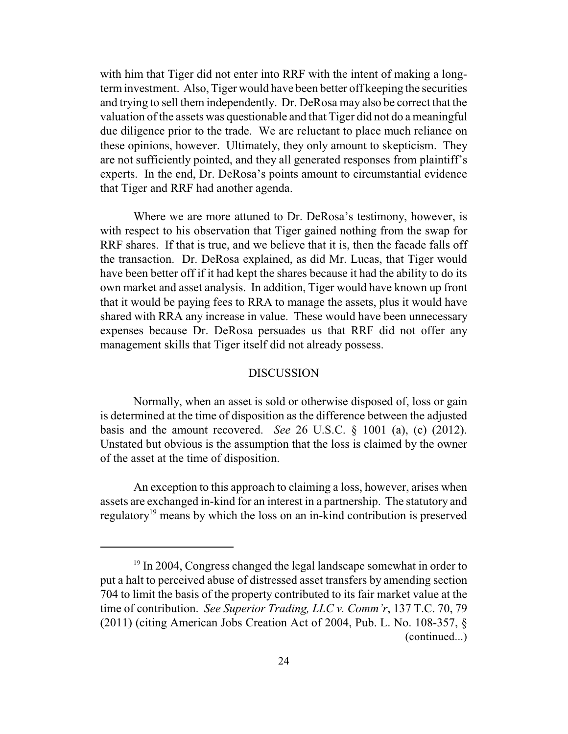with him that Tiger did not enter into RRF with the intent of making a long-term investment. Also, Tiger would have been better off keeping the securities and trying to sell them independently. Dr. DeRosa may also be correct that the valuation of the assets was questionable and that Tiger did not do a meaningful due diligence prior to the trade. We are reluctant to place much reliance on these opinions, however. Ultimately, they only amount to skepticism. They are not sufficiently pointed, and they all generated responses from plaintiff's experts. In the end, Dr. DeRosa's points amount to circumstantial evidence that Tiger and RRF had another agenda.

Where we are more attuned to Dr. DeRosa's testimony, however, is with respect to his observation that Tiger gained nothing from the swap for RRF shares. If that is true, and we believe that it is, then the facade falls off the transaction. Dr. DeRosa explained, as did Mr. Lucas, that Tiger would have been better off if it had kept the shares because it had the ability to do its own market and asset analysis. In addition, Tiger would have known up front that it would be paying fees to RRA to manage the assets, plus it would have shared with RRA any increase in value. These would have been unnecessary expenses because Dr. DeRosa persuades us that RRF did not offer any management skills that Tiger itself did not already possess.

## DISCUSSION

Normally, when an asset is sold or otherwise disposed of, loss or gain is determined at the time of disposition as the difference between the adjusted basis and the amount recovered. *See* 26 U.S.C. § 1001 (a), (c) (2012). Unstated but obvious is the assumption that the loss is claimed by the owner of the asset at the time of disposition.

An exception to this approach to claiming a loss, however, arises when assets are exchanged in-kind for an interest in a partnership. The statutory and regulatory[19] means by which the loss on an in-kind contribution is preserved

[19] In 2004, Congress changed the legal landscape somewhat in order to put a halt to perceived abuse of distressed asset transfers by amending section 704 to limit the basis of the property contributed to its fair market value at the time of contribution. *See Superior Trading, LLC v. Comm'r*, 137 T.C. 70, 79 (2011) (citing American Jobs Creation Act of 2004, Pub. L. No. 108-357, § (continued...)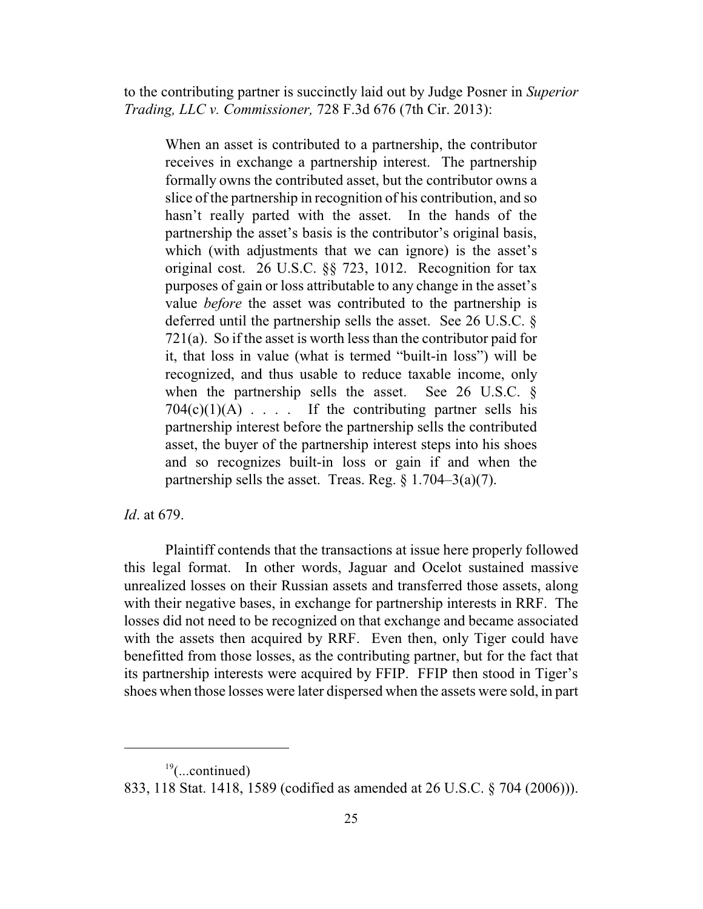to the contributing partner is succinctly laid out by Judge Posner in *Superior Trading, LLC v. Commissioner,* 728 F.3d 676 (7th Cir. 2013):

> When an asset is contributed to a partnership, the contributor receives in exchange a partnership interest. The partnership formally owns the contributed asset, but the contributor owns a slice of the partnership in recognition of his contribution, and so hasn't really parted with the asset. In the hands of the partnership the asset's basis is the contributor's original basis, which (with adjustments that we can ignore) is the asset's original cost. 26 U.S.C. §§ 723, 1012. Recognition for tax purposes of gain or loss attributable to any change in the asset's value *before* the asset was contributed to the partnership is deferred until the partnership sells the asset. See 26 U.S.C. § 721(a). So if the asset is worth less than the contributor paid for it, that loss in value (what is termed "built-in loss") will be recognized, and thus usable to reduce taxable income, only when the partnership sells the asset. See 26 U.S.C. § 704(c)(1)(A) . . . . If the contributing partner sells his partnership interest before the partnership sells the contributed asset, the buyer of the partnership interest steps into his shoes and so recognizes built-in loss or gain if and when the partnership sells the asset. Treas. Reg. § 1.704–3(a)(7).

*Id*. at 679.

Plaintiff contends that the transactions at issue here properly followed this legal format. In other words, Jaguar and Ocelot sustained massive unrealized losses on their Russian assets and transferred those assets, along with their negative bases, in exchange for partnership interests in RRF. The losses did not need to be recognized on that exchange and became associated with the assets then acquired by RRF. Even then, only Tiger could have benefitted from those losses, as the contributing partner, but for the fact that its partnership interests were acquired by FFIP. FFIP then stood in Tiger's shoes when those losses were later dispersed when the assets were sold, in part

---

[19](...continued)
833, 118 Stat. 1418, 1589 (codified as amended at 26 U.S.C. § 704 (2006))).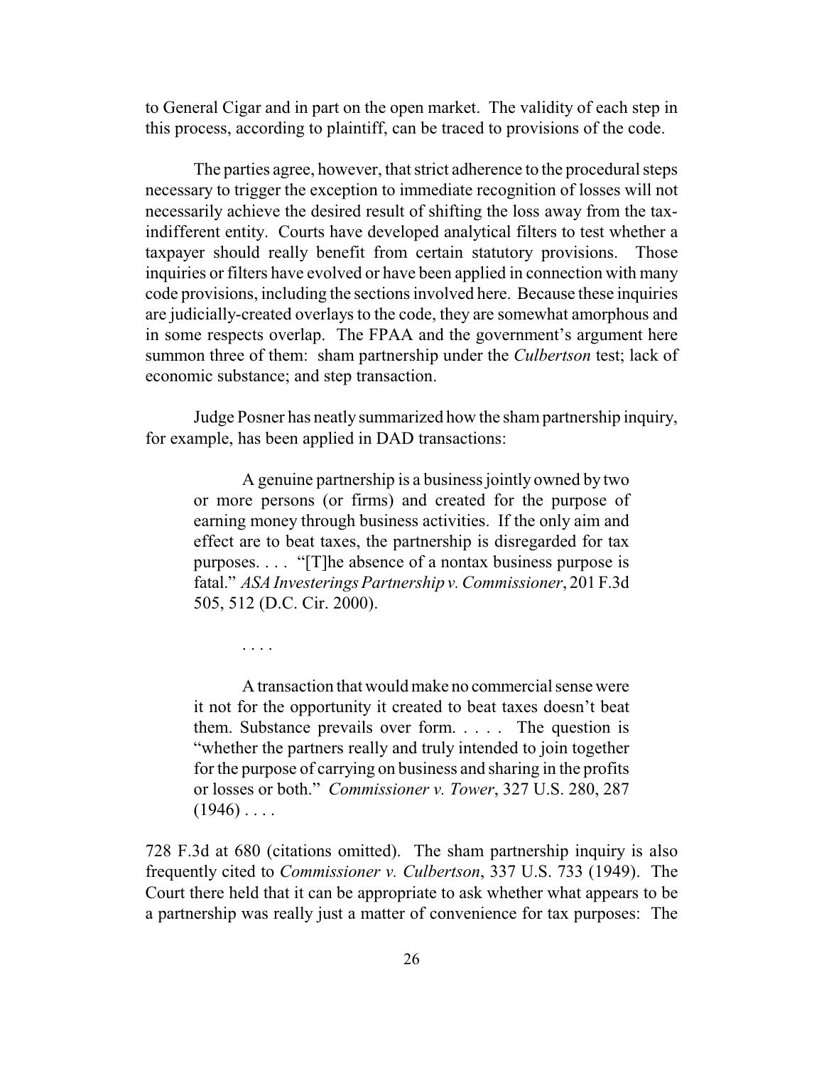to General Cigar and in part on the open market. The validity of each step in this process, according to plaintiff, can be traced to provisions of the code.

The parties agree, however, that strict adherence to the procedural steps necessary to trigger the exception to immediate recognition of losses will not necessarily achieve the desired result of shifting the loss away from the tax-indifferent entity. Courts have developed analytical filters to test whether a taxpayer should really benefit from certain statutory provisions. Those inquiries or filters have evolved or have been applied in connection with many code provisions, including the sections involved here. Because these inquiries are judicially-created overlays to the code, they are somewhat amorphous and in some respects overlap. The FPAA and the government's argument here summon three of them: sham partnership under the *Culbertson* test; lack of economic substance; and step transaction.

Judge Posner has neatly summarized how the sham partnership inquiry, for example, has been applied in DAD transactions:

> A genuine partnership is a business jointly owned by two or more persons (or firms) and created for the purpose of earning money through business activities. If the only aim and effect are to beat taxes, the partnership is disregarded for tax purposes. . . . "[T]he absence of a nontax business purpose is fatal." *ASA Investerings Partnership v. Commissioner*, 201 F.3d 505, 512 (D.C. Cir. 2000).
>
> . . . .
>
> A transaction that would make no commercial sense were it not for the opportunity it created to beat taxes doesn't beat them. Substance prevails over form. . . . . The question is "whether the partners really and truly intended to join together for the purpose of carrying on business and sharing in the profits or losses or both." *Commissioner v. Tower*, 327 U.S. 280, 287 (1946) . . . .

728 F.3d at 680 (citations omitted). The sham partnership inquiry is also frequently cited to *Commissioner v. Culbertson*, 337 U.S. 733 (1949). The Court there held that it can be appropriate to ask whether what appears to be a partnership was really just a matter of convenience for tax purposes: The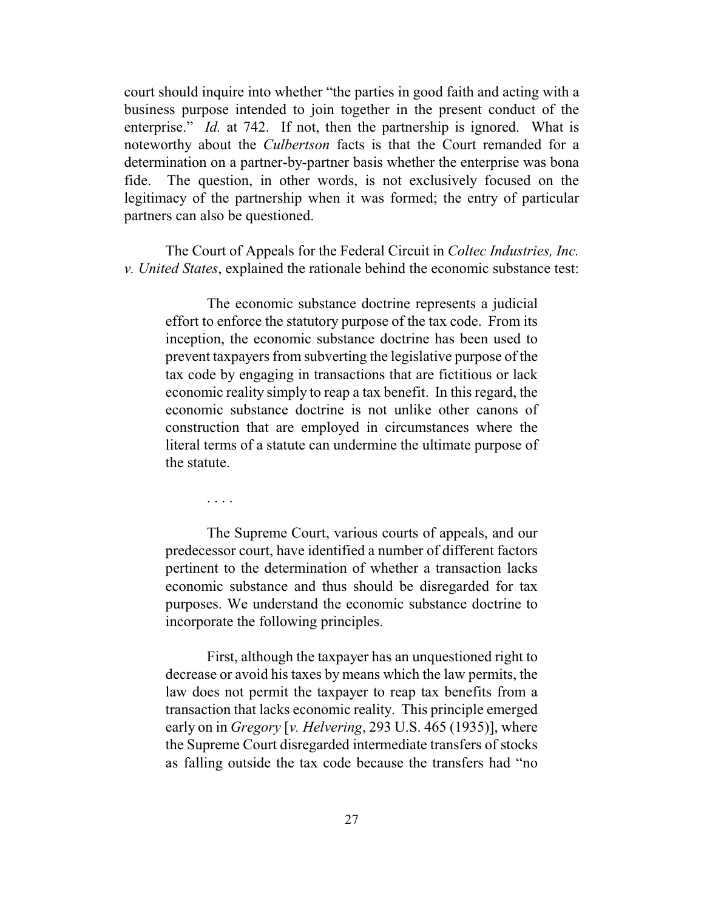court should inquire into whether "the parties in good faith and acting with a business purpose intended to join together in the present conduct of the enterprise." *Id.* at 742. If not, then the partnership is ignored. What is noteworthy about the *Culbertson* facts is that the Court remanded for a determination on a partner-by-partner basis whether the enterprise was bona fide. The question, in other words, is not exclusively focused on the legitimacy of the partnership when it was formed; the entry of particular partners can also be questioned.

The Court of Appeals for the Federal Circuit in *Coltec Industries, Inc. v. United States*, explained the rationale behind the economic substance test:

> The economic substance doctrine represents a judicial effort to enforce the statutory purpose of the tax code. From its inception, the economic substance doctrine has been used to prevent taxpayers from subverting the legislative purpose of the tax code by engaging in transactions that are fictitious or lack economic reality simply to reap a tax benefit. In this regard, the economic substance doctrine is not unlike other canons of construction that are employed in circumstances where the literal terms of a statute can undermine the ultimate purpose of the statute.
>
> . . . .
>
> The Supreme Court, various courts of appeals, and our predecessor court, have identified a number of different factors pertinent to the determination of whether a transaction lacks economic substance and thus should be disregarded for tax purposes. We understand the economic substance doctrine to incorporate the following principles.
>
> First, although the taxpayer has an unquestioned right to decrease or avoid his taxes by means which the law permits, the law does not permit the taxpayer to reap tax benefits from a transaction that lacks economic reality. This principle emerged early on in *Gregory* [*v. Helvering*, 293 U.S. 465 (1935)], where the Supreme Court disregarded intermediate transfers of stocks as falling outside the tax code because the transfers had "no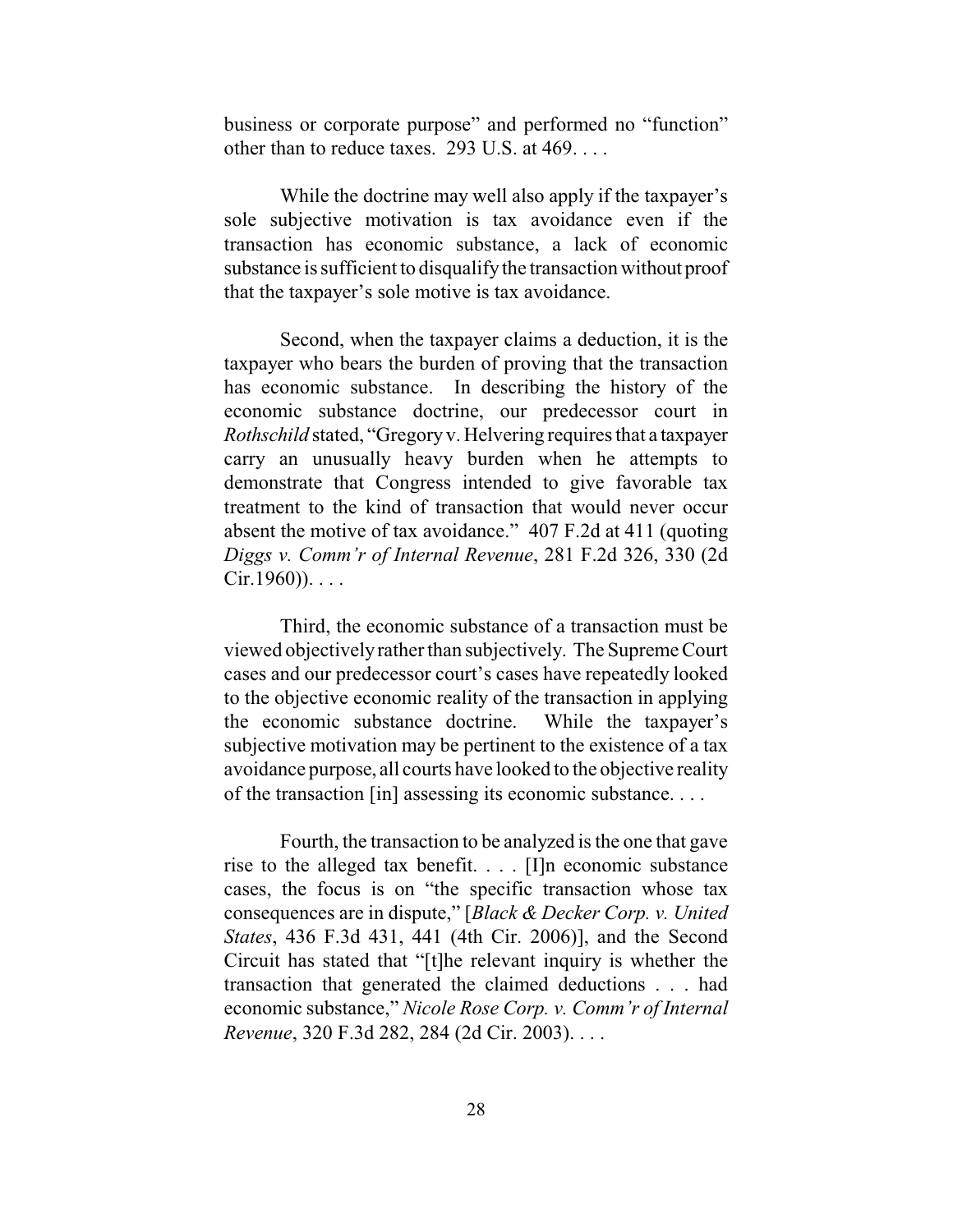business or corporate purpose" and performed no "function" other than to reduce taxes. 293 U.S. at 469. . . .

While the doctrine may well also apply if the taxpayer's sole subjective motivation is tax avoidance even if the transaction has economic substance, a lack of economic substance is sufficient to disqualify the transaction without proof that the taxpayer's sole motive is tax avoidance.

Second, when the taxpayer claims a deduction, it is the taxpayer who bears the burden of proving that the transaction has economic substance. In describing the history of the economic substance doctrine, our predecessor court in *Rothschild* stated, "Gregory v. Helvering requires that a taxpayer carry an unusually heavy burden when he attempts to demonstrate that Congress intended to give favorable tax treatment to the kind of transaction that would never occur absent the motive of tax avoidance." 407 F.2d at 411 (quoting *Diggs v. Comm'r of Internal Revenue*, 281 F.2d 326, 330 (2d Cir.1960)). . . .

Third, the economic substance of a transaction must be viewed objectively rather than subjectively. The Supreme Court cases and our predecessor court's cases have repeatedly looked to the objective economic reality of the transaction in applying the economic substance doctrine. While the taxpayer's subjective motivation may be pertinent to the existence of a tax avoidance purpose, all courts have looked to the objective reality of the transaction [in] assessing its economic substance. . . .

Fourth, the transaction to be analyzed is the one that gave rise to the alleged tax benefit. . . . [I]n economic substance cases, the focus is on "the specific transaction whose tax consequences are in dispute," [*Black & Decker Corp. v. United States*, 436 F.3d 431, 441 (4th Cir. 2006)], and the Second Circuit has stated that "[t]he relevant inquiry is whether the transaction that generated the claimed deductions . . . had economic substance," *Nicole Rose Corp. v. Comm'r of Internal Revenue*, 320 F.3d 282, 284 (2d Cir. 2003). . . .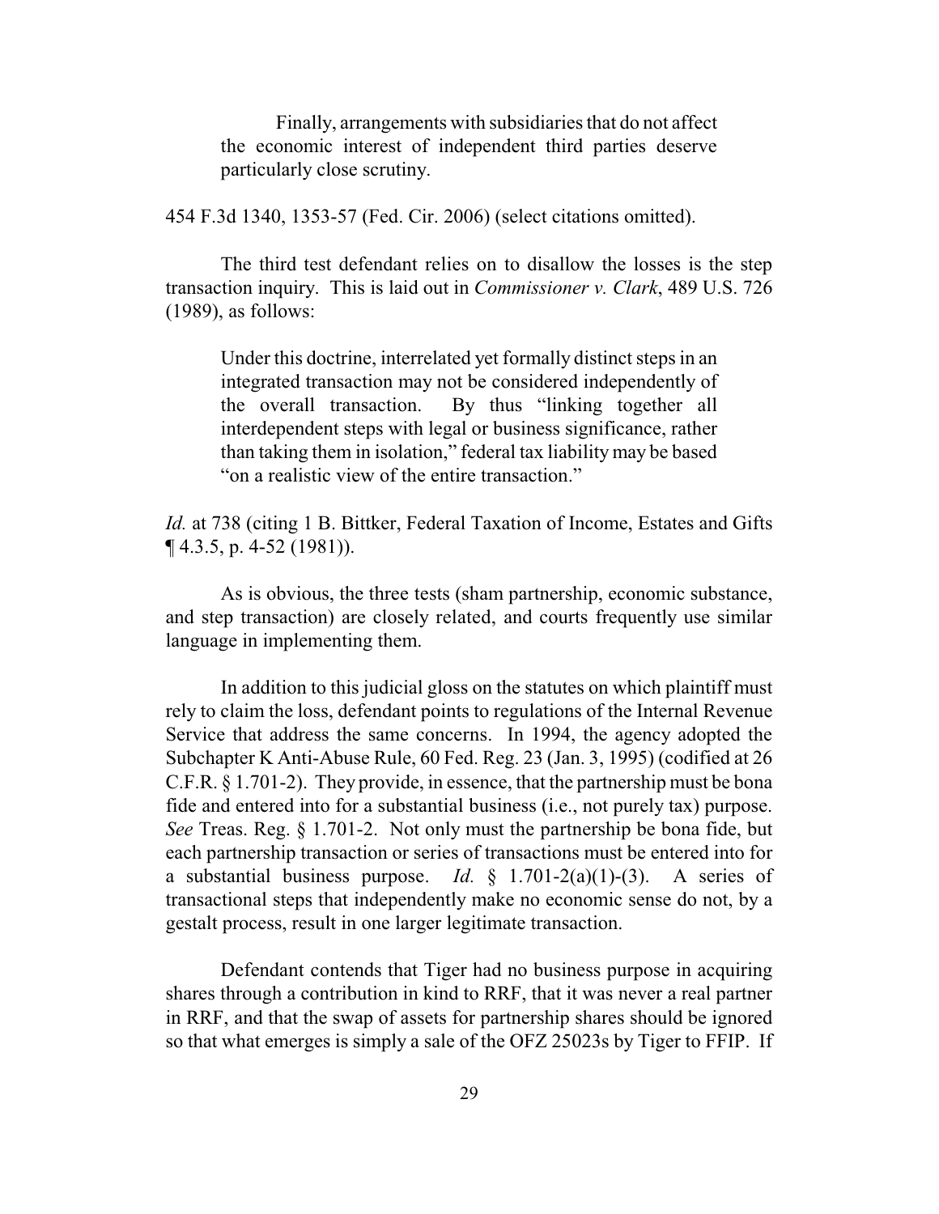> Finally, arrangements with subsidiaries that do not affect the economic interest of independent third parties deserve particularly close scrutiny.

454 F.3d 1340, 1353-57 (Fed. Cir. 2006) (select citations omitted).

The third test defendant relies on to disallow the losses is the step transaction inquiry. This is laid out in *Commissioner v. Clark*, 489 U.S. 726 (1989), as follows:

> Under this doctrine, interrelated yet formally distinct steps in an integrated transaction may not be considered independently of the overall transaction. By thus "linking together all interdependent steps with legal or business significance, rather than taking them in isolation," federal tax liability may be based "on a realistic view of the entire transaction."

*Id.* at 738 (citing 1 B. Bittker, Federal Taxation of Income, Estates and Gifts ¶ 4.3.5, p. 4-52 (1981)).

As is obvious, the three tests (sham partnership, economic substance, and step transaction) are closely related, and courts frequently use similar language in implementing them.

In addition to this judicial gloss on the statutes on which plaintiff must rely to claim the loss, defendant points to regulations of the Internal Revenue Service that address the same concerns. In 1994, the agency adopted the Subchapter K Anti-Abuse Rule, 60 Fed. Reg. 23 (Jan. 3, 1995) (codified at 26 C.F.R. § 1.701-2). They provide, in essence, that the partnership must be bona fide and entered into for a substantial business (i.e., not purely tax) purpose. *See* Treas. Reg. § 1.701-2. Not only must the partnership be bona fide, but each partnership transaction or series of transactions must be entered into for a substantial business purpose. *Id.* § 1.701-2(a)(1)-(3). A series of transactional steps that independently make no economic sense do not, by a gestalt process, result in one larger legitimate transaction.

Defendant contends that Tiger had no business purpose in acquiring shares through a contribution in kind to RRF, that it was never a real partner in RRF, and that the swap of assets for partnership shares should be ignored so that what emerges is simply a sale of the OFZ 25023s by Tiger to FFIP. If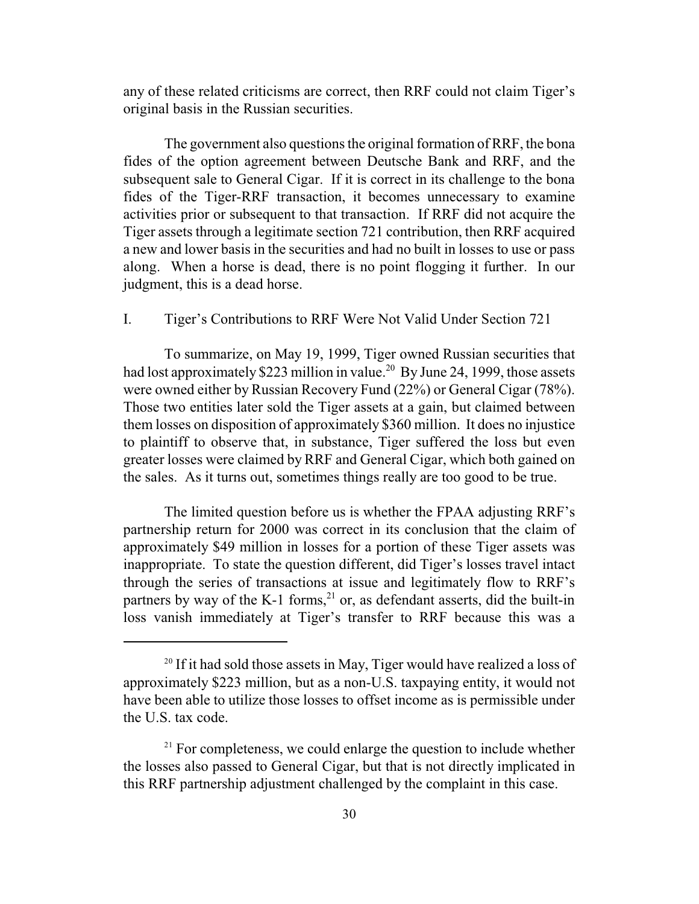any of these related criticisms are correct, then RRF could not claim Tiger's original basis in the Russian securities.

The government also questions the original formation of RRF, the bona fides of the option agreement between Deutsche Bank and RRF, and the subsequent sale to General Cigar. If it is correct in its challenge to the bona fides of the Tiger-RRF transaction, it becomes unnecessary to examine activities prior or subsequent to that transaction. If RRF did not acquire the Tiger assets through a legitimate section 721 contribution, then RRF acquired a new and lower basis in the securities and had no built in losses to use or pass along. When a horse is dead, there is no point flogging it further. In our judgment, this is a dead horse.

## I. Tiger's Contributions to RRF Were Not Valid Under Section 721

To summarize, on May 19, 1999, Tiger owned Russian securities that had lost approximately \$223 million in value.[20] By June 24, 1999, those assets were owned either by Russian Recovery Fund (22%) or General Cigar (78%). Those two entities later sold the Tiger assets at a gain, but claimed between them losses on disposition of approximately \$360 million. It does no injustice to plaintiff to observe that, in substance, Tiger suffered the loss but even greater losses were claimed by RRF and General Cigar, which both gained on the sales. As it turns out, sometimes things really are too good to be true.

The limited question before us is whether the FPAA adjusting RRF's partnership return for 2000 was correct in its conclusion that the claim of approximately \$49 million in losses for a portion of these Tiger assets was inappropriate. To state the question different, did Tiger's losses travel intact through the series of transactions at issue and legitimately flow to RRF's partners by way of the K-1 forms,[21] or, as defendant asserts, did the built-in loss vanish immediately at Tiger's transfer to RRF because this was a

---

[20] If it had sold those assets in May, Tiger would have realized a loss of approximately \$223 million, but as a non-U.S. taxpaying entity, it would not have been able to utilize those losses to offset income as is permissible under the U.S. tax code.

[21] For completeness, we could enlarge the question to include whether the losses also passed to General Cigar, but that is not directly implicated in this RRF partnership adjustment challenged by the complaint in this case.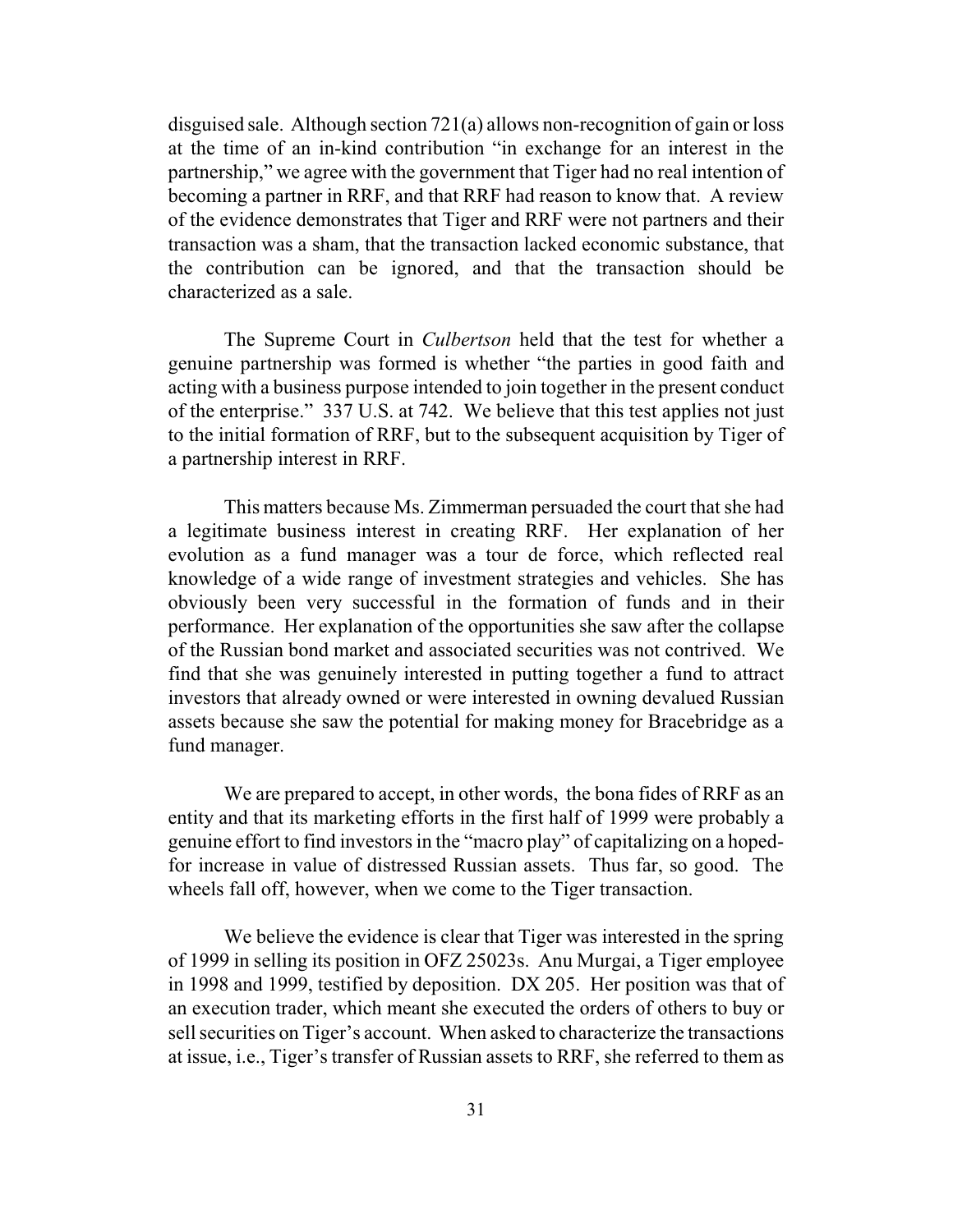disguised sale. Although section 721(a) allows non-recognition of gain or loss at the time of an in-kind contribution "in exchange for an interest in the partnership," we agree with the government that Tiger had no real intention of becoming a partner in RRF, and that RRF had reason to know that. A review of the evidence demonstrates that Tiger and RRF were not partners and their transaction was a sham, that the transaction lacked economic substance, that the contribution can be ignored, and that the transaction should be characterized as a sale.

The Supreme Court in *Culbertson* held that the test for whether a genuine partnership was formed is whether "the parties in good faith and acting with a business purpose intended to join together in the present conduct of the enterprise." 337 U.S. at 742. We believe that this test applies not just to the initial formation of RRF, but to the subsequent acquisition by Tiger of a partnership interest in RRF.

This matters because Ms. Zimmerman persuaded the court that she had a legitimate business interest in creating RRF. Her explanation of her evolution as a fund manager was a tour de force, which reflected real knowledge of a wide range of investment strategies and vehicles. She has obviously been very successful in the formation of funds and in their performance. Her explanation of the opportunities she saw after the collapse of the Russian bond market and associated securities was not contrived. We find that she was genuinely interested in putting together a fund to attract investors that already owned or were interested in owning devalued Russian assets because she saw the potential for making money for Bracebridge as a fund manager.

We are prepared to accept, in other words, the bona fides of RRF as an entity and that its marketing efforts in the first half of 1999 were probably a genuine effort to find investors in the "macro play" of capitalizing on a hoped-for increase in value of distressed Russian assets. Thus far, so good. The wheels fall off, however, when we come to the Tiger transaction.

We believe the evidence is clear that Tiger was interested in the spring of 1999 in selling its position in OFZ 25023s. Anu Murgai, a Tiger employee in 1998 and 1999, testified by deposition. DX 205. Her position was that of an execution trader, which meant she executed the orders of others to buy or sell securities on Tiger's account. When asked to characterize the transactions at issue, i.e., Tiger's transfer of Russian assets to RRF, she referred to them as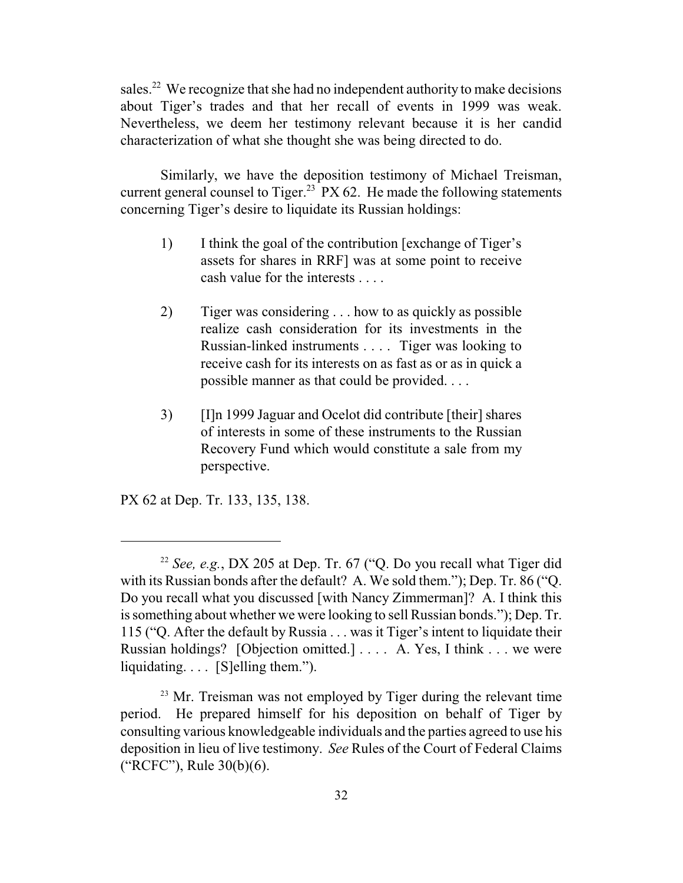sales.[22] We recognize that she had no independent authority to make decisions about Tiger's trades and that her recall of events in 1999 was weak. Nevertheless, we deem her testimony relevant because it is her candid characterization of what she thought she was being directed to do.

Similarly, we have the deposition testimony of Michael Treisman, current general counsel to Tiger.[23] PX 62. He made the following statements concerning Tiger's desire to liquidate its Russian holdings:

> 1) I think the goal of the contribution [exchange of Tiger's assets for shares in RRF] was at some point to receive cash value for the interests . . . .
>
> 2) Tiger was considering . . . how to as quickly as possible realize cash consideration for its investments in the Russian-linked instruments . . . . Tiger was looking to receive cash for its interests on as fast as or as in quick a possible manner as that could be provided. . . .
>
> 3) [I]n 1999 Jaguar and Ocelot did contribute [their] shares of interests in some of these instruments to the Russian Recovery Fund which would constitute a sale from my perspective.

PX 62 at Dep. Tr. 133, 135, 138.

---

[22] *See, e.g.*, DX 205 at Dep. Tr. 67 ("Q. Do you recall what Tiger did with its Russian bonds after the default? A. We sold them."); Dep. Tr. 86 ("Q. Do you recall what you discussed [with Nancy Zimmerman]? A. I think this is something about whether we were looking to sell Russian bonds."); Dep. Tr. 115 ("Q. After the default by Russia . . . was it Tiger's intent to liquidate their Russian holdings? [Objection omitted.] . . . . A. Yes, I think . . . we were liquidating. . . . [S]elling them.").

[23] Mr. Treisman was not employed by Tiger during the relevant time period. He prepared himself for his deposition on behalf of Tiger by consulting various knowledgeable individuals and the parties agreed to use his deposition in lieu of live testimony. *See* Rules of the Court of Federal Claims ("RCFC"), Rule 30(b)(6).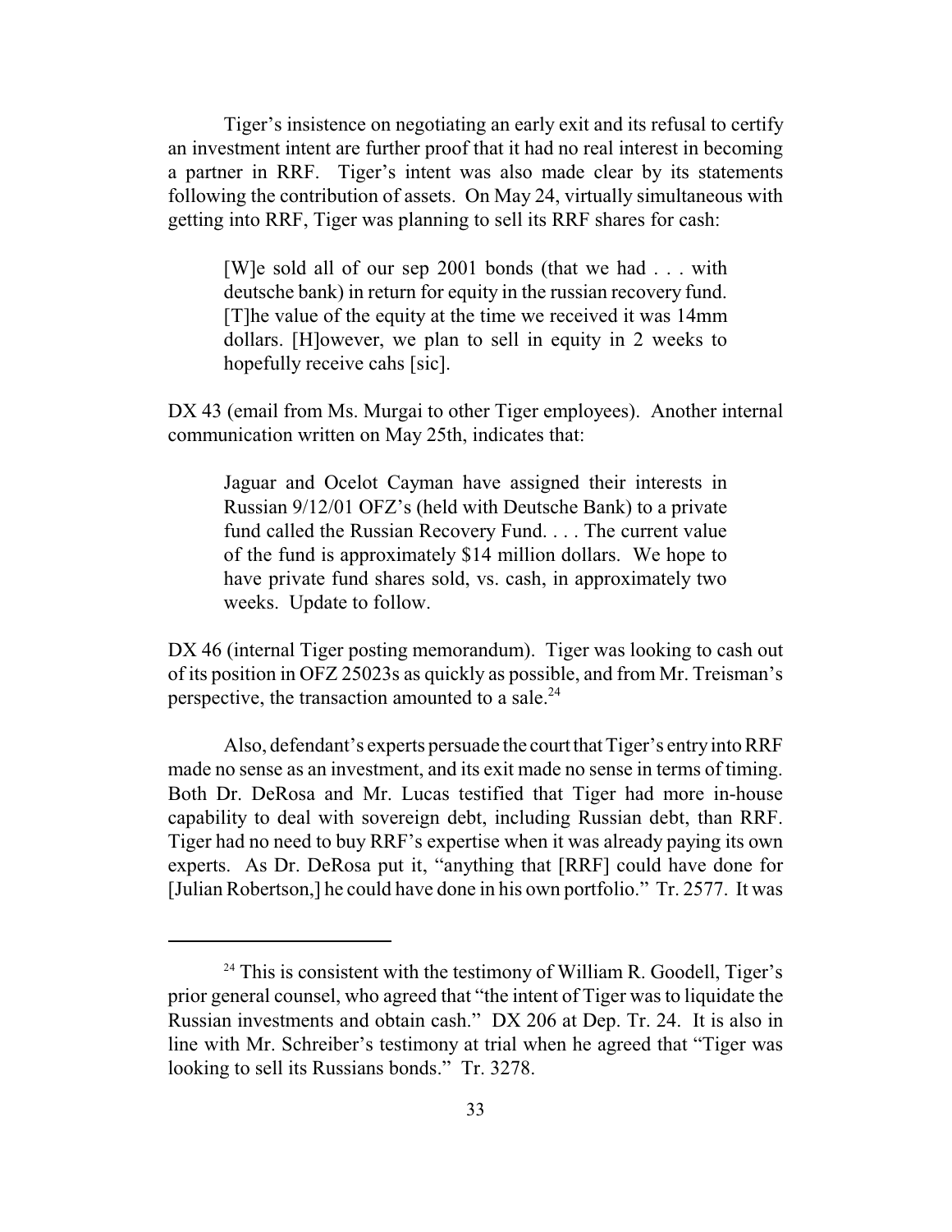Tiger's insistence on negotiating an early exit and its refusal to certify an investment intent are further proof that it had no real interest in becoming a partner in RRF. Tiger's intent was also made clear by its statements following the contribution of assets. On May 24, virtually simultaneous with getting into RRF, Tiger was planning to sell its RRF shares for cash:

> [W]e sold all of our sep 2001 bonds (that we had . . . with deutsche bank) in return for equity in the russian recovery fund. [T]he value of the equity at the time we received it was 14mm dollars. [H]owever, we plan to sell in equity in 2 weeks to hopefully receive cahs [sic].

DX 43 (email from Ms. Murgai to other Tiger employees). Another internal communication written on May 25th, indicates that:

> Jaguar and Ocelot Cayman have assigned their interests in Russian 9/12/01 OFZ's (held with Deutsche Bank) to a private fund called the Russian Recovery Fund. . . . The current value of the fund is approximately $14 million dollars. We hope to have private fund shares sold, vs. cash, in approximately two weeks. Update to follow.

DX 46 (internal Tiger posting memorandum). Tiger was looking to cash out of its position in OFZ 25023s as quickly as possible, and from Mr. Treisman's perspective, the transaction amounted to a sale.[24]

Also, defendant's experts persuade the court that Tiger's entry into RRF made no sense as an investment, and its exit made no sense in terms of timing. Both Dr. DeRosa and Mr. Lucas testified that Tiger had more in-house capability to deal with sovereign debt, including Russian debt, than RRF. Tiger had no need to buy RRF's expertise when it was already paying its own experts. As Dr. DeRosa put it, "anything that [RRF] could have done for [Julian Robertson,] he could have done in his own portfolio." Tr. 2577. It was

---

[24] This is consistent with the testimony of William R. Goodell, Tiger's prior general counsel, who agreed that "the intent of Tiger was to liquidate the Russian investments and obtain cash." DX 206 at Dep. Tr. 24. It is also in line with Mr. Schreiber's testimony at trial when he agreed that "Tiger was looking to sell its Russians bonds." Tr. 3278.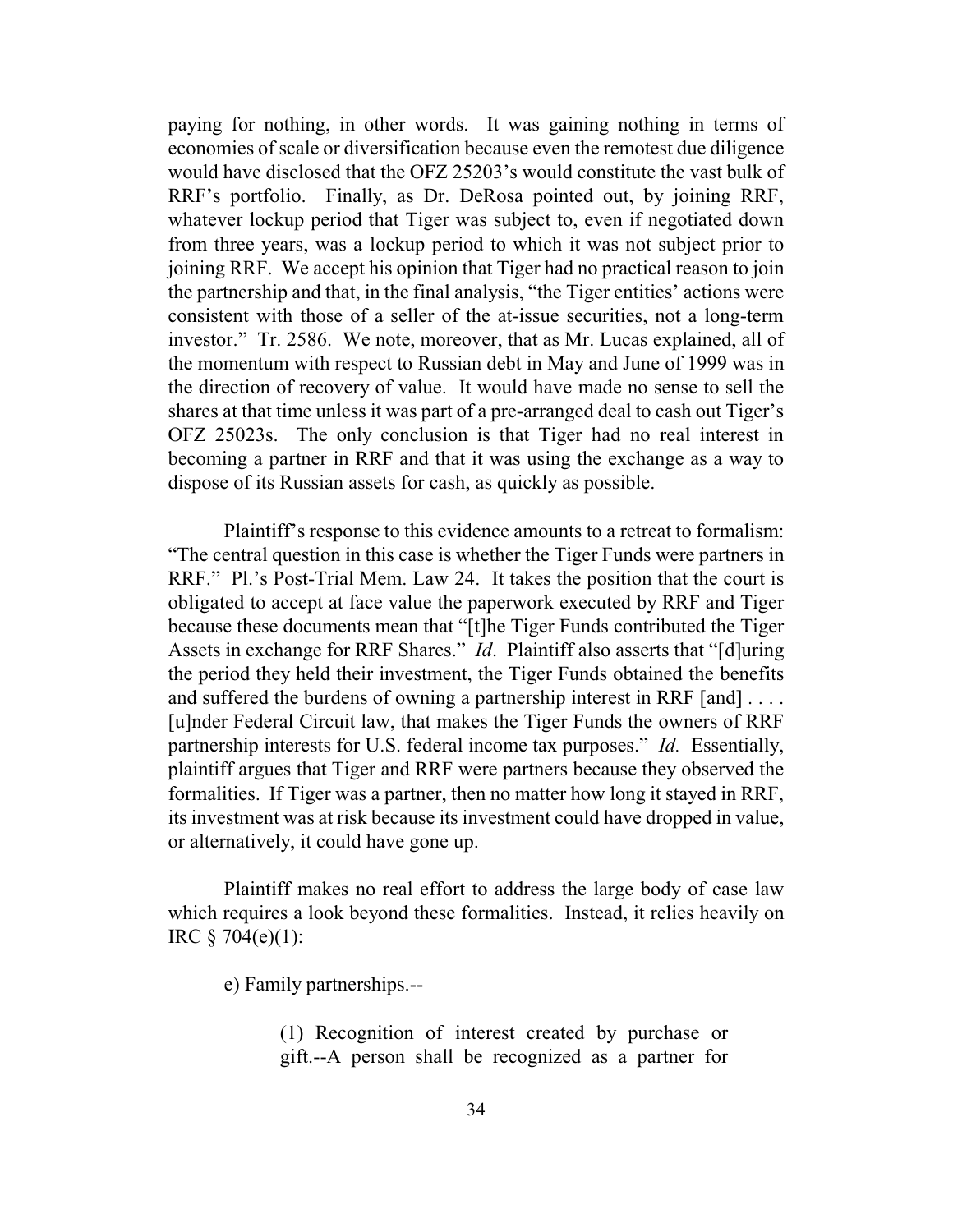paying for nothing, in other words. It was gaining nothing in terms of economies of scale or diversification because even the remotest due diligence would have disclosed that the OFZ 25203's would constitute the vast bulk of RRF's portfolio. Finally, as Dr. DeRosa pointed out, by joining RRF, whatever lockup period that Tiger was subject to, even if negotiated down from three years, was a lockup period to which it was not subject prior to joining RRF. We accept his opinion that Tiger had no practical reason to join the partnership and that, in the final analysis, "the Tiger entities' actions were consistent with those of a seller of the at-issue securities, not a long-term investor." Tr. 2586. We note, moreover, that as Mr. Lucas explained, all of the momentum with respect to Russian debt in May and June of 1999 was in the direction of recovery of value. It would have made no sense to sell the shares at that time unless it was part of a pre-arranged deal to cash out Tiger's OFZ 25023s. The only conclusion is that Tiger had no real interest in becoming a partner in RRF and that it was using the exchange as a way to dispose of its Russian assets for cash, as quickly as possible.

Plaintiff's response to this evidence amounts to a retreat to formalism: "The central question in this case is whether the Tiger Funds were partners in RRF." Pl.'s Post-Trial Mem. Law 24. It takes the position that the court is obligated to accept at face value the paperwork executed by RRF and Tiger because these documents mean that "[t]he Tiger Funds contributed the Tiger Assets in exchange for RRF Shares." *Id*. Plaintiff also asserts that "[d]uring the period they held their investment, the Tiger Funds obtained the benefits and suffered the burdens of owning a partnership interest in RRF [and] . . . . [u]nder Federal Circuit law, that makes the Tiger Funds the owners of RRF partnership interests for U.S. federal income tax purposes." *Id.* Essentially, plaintiff argues that Tiger and RRF were partners because they observed the formalities. If Tiger was a partner, then no matter how long it stayed in RRF, its investment was at risk because its investment could have dropped in value, or alternatively, it could have gone up.

Plaintiff makes no real effort to address the large body of case law which requires a look beyond these formalities. Instead, it relies heavily on IRC § 704(e)(1):

> e) Family partnerships.--
>
> > (1) Recognition of interest created by purchase or gift.--A person shall be recognized as a partner for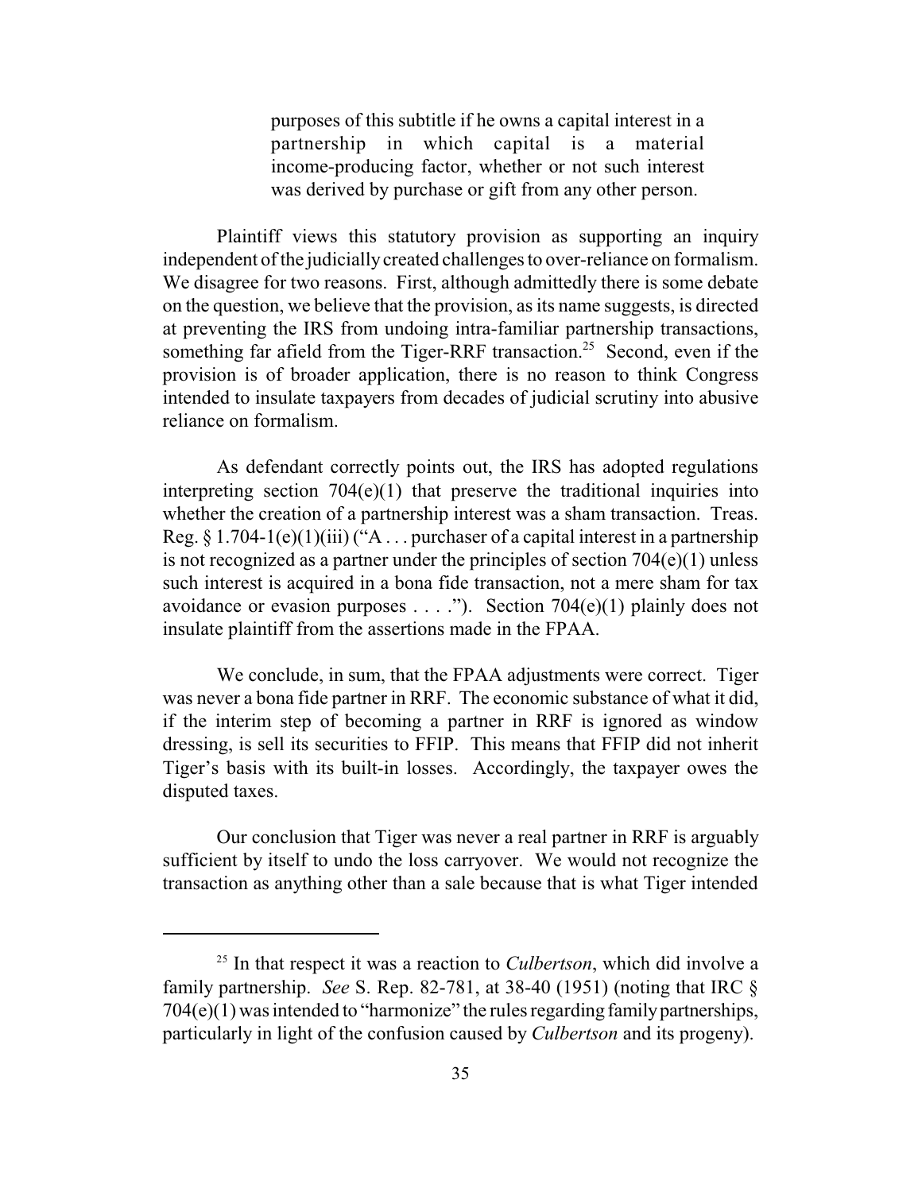> purposes of this subtitle if he owns a capital interest in a partnership in which capital is a material income-producing factor, whether or not such interest was derived by purchase or gift from any other person.

Plaintiff views this statutory provision as supporting an inquiry independent of the judicially created challenges to over-reliance on formalism. We disagree for two reasons. First, although admittedly there is some debate on the question, we believe that the provision, as its name suggests, is directed at preventing the IRS from undoing intra-familiar partnership transactions, something far afield from the Tiger-RRF transaction.[25] Second, even if the provision is of broader application, there is no reason to think Congress intended to insulate taxpayers from decades of judicial scrutiny into abusive reliance on formalism.

As defendant correctly points out, the IRS has adopted regulations interpreting section 704(e)(1) that preserve the traditional inquiries into whether the creation of a partnership interest was a sham transaction. Treas. Reg. § 1.704-1(e)(1)(iii) ("A . . . purchaser of a capital interest in a partnership is not recognized as a partner under the principles of section 704(e)(1) unless such interest is acquired in a bona fide transaction, not a mere sham for tax avoidance or evasion purposes . . . ."). Section 704(e)(1) plainly does not insulate plaintiff from the assertions made in the FPAA.

We conclude, in sum, that the FPAA adjustments were correct. Tiger was never a bona fide partner in RRF. The economic substance of what it did, if the interim step of becoming a partner in RRF is ignored as window dressing, is sell its securities to FFIP. This means that FFIP did not inherit Tiger's basis with its built-in losses. Accordingly, the taxpayer owes the disputed taxes.

Our conclusion that Tiger was never a real partner in RRF is arguably sufficient by itself to undo the loss carryover. We would not recognize the transaction as anything other than a sale because that is what Tiger intended

---

[25] In that respect it was a reaction to *Culbertson*, which did involve a family partnership. *See* S. Rep. 82-781, at 38-40 (1951) (noting that IRC § 704(e)(1) was intended to "harmonize" the rules regarding family partnerships, particularly in light of the confusion caused by *Culbertson* and its progeny).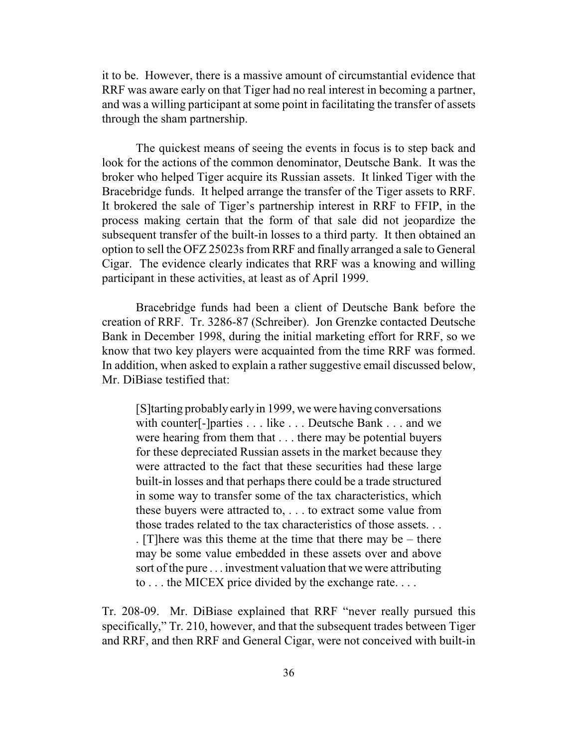it to be. However, there is a massive amount of circumstantial evidence that RRF was aware early on that Tiger had no real interest in becoming a partner, and was a willing participant at some point in facilitating the transfer of assets through the sham partnership.

The quickest means of seeing the events in focus is to step back and look for the actions of the common denominator, Deutsche Bank. It was the broker who helped Tiger acquire its Russian assets. It linked Tiger with the Bracebridge funds. It helped arrange the transfer of the Tiger assets to RRF. It brokered the sale of Tiger's partnership interest in RRF to FFIP, in the process making certain that the form of that sale did not jeopardize the subsequent transfer of the built-in losses to a third party. It then obtained an option to sell the OFZ 25023s from RRF and finally arranged a sale to General Cigar. The evidence clearly indicates that RRF was a knowing and willing participant in these activities, at least as of April 1999.

Bracebridge funds had been a client of Deutsche Bank before the creation of RRF. Tr. 3286-87 (Schreiber). Jon Grenzke contacted Deutsche Bank in December 1998, during the initial marketing effort for RRF, so we know that two key players were acquainted from the time RRF was formed. In addition, when asked to explain a rather suggestive email discussed below, Mr. DiBiase testified that:

> [S]tarting probably early in 1999, we were having conversations with counter[-]parties . . . like . . . Deutsche Bank . . . and we were hearing from them that . . . there may be potential buyers for these depreciated Russian assets in the market because they were attracted to the fact that these securities had these large built-in losses and that perhaps there could be a trade structured in some way to transfer some of the tax characteristics, which these buyers were attracted to, . . . to extract some value from those trades related to the tax characteristics of those assets. . . . [T]here was this theme at the time that there may be – there may be some value embedded in these assets over and above sort of the pure . . . investment valuation that we were attributing to . . . the MICEX price divided by the exchange rate. . . .

Tr. 208-09. Mr. DiBiase explained that RRF "never really pursued this specifically," Tr. 210, however, and that the subsequent trades between Tiger and RRF, and then RRF and General Cigar, were not conceived with built-in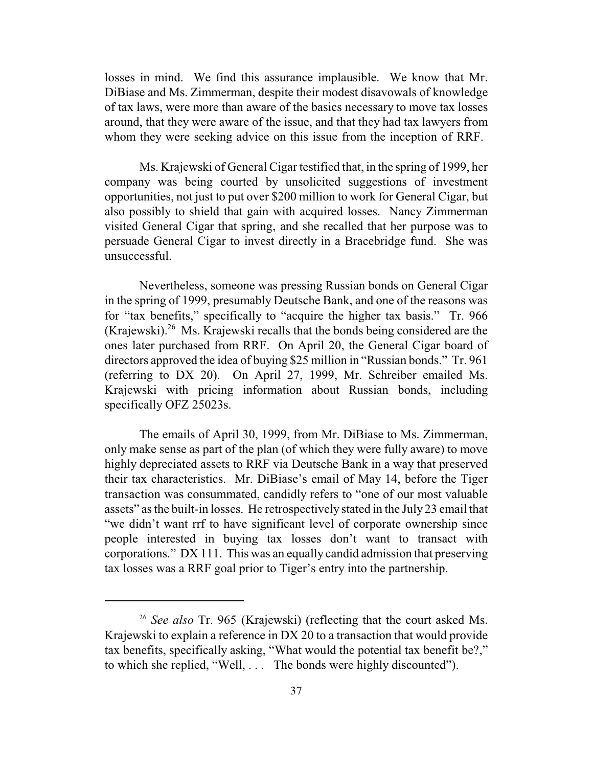losses in mind. We find this assurance implausible. We know that Mr. DiBiase and Ms. Zimmerman, despite their modest disavowals of knowledge of tax laws, were more than aware of the basics necessary to move tax losses around, that they were aware of the issue, and that they had tax lawyers from whom they were seeking advice on this issue from the inception of RRF.

Ms. Krajewski of General Cigar testified that, in the spring of 1999, her company was being courted by unsolicited suggestions of investment opportunities, not just to put over $200 million to work for General Cigar, but also possibly to shield that gain with acquired losses. Nancy Zimmerman visited General Cigar that spring, and she recalled that her purpose was to persuade General Cigar to invest directly in a Bracebridge fund. She was unsuccessful.

Nevertheless, someone was pressing Russian bonds on General Cigar in the spring of 1999, presumably Deutsche Bank, and one of the reasons was for "tax benefits," specifically to "acquire the higher tax basis." Tr. 966 (Krajewski).[26] Ms. Krajewski recalls that the bonds being considered are the ones later purchased from RRF. On April 20, the General Cigar board of directors approved the idea of buying $25 million in "Russian bonds." Tr. 961 (referring to DX 20). On April 27, 1999, Mr. Schreiber emailed Ms. Krajewski with pricing information about Russian bonds, including specifically OFZ 25023s.

The emails of April 30, 1999, from Mr. DiBiase to Ms. Zimmerman, only make sense as part of the plan (of which they were fully aware) to move highly depreciated assets to RRF via Deutsche Bank in a way that preserved their tax characteristics. Mr. DiBiase's email of May 14, before the Tiger transaction was consummated, candidly refers to "one of our most valuable assets" as the built-in losses. He retrospectively stated in the July 23 email that "we didn't want rrf to have significant level of corporate ownership since people interested in buying tax losses don't want to transact with corporations." DX 111. This was an equally candid admission that preserving tax losses was a RRF goal prior to Tiger's entry into the partnership.

---

[26] *See also* Tr. 965 (Krajewski) (reflecting that the court asked Ms. Krajewski to explain a reference in DX 20 to a transaction that would provide tax benefits, specifically asking, "What would the potential tax benefit be?," to which she replied, "Well, . . . The bonds were highly discounted").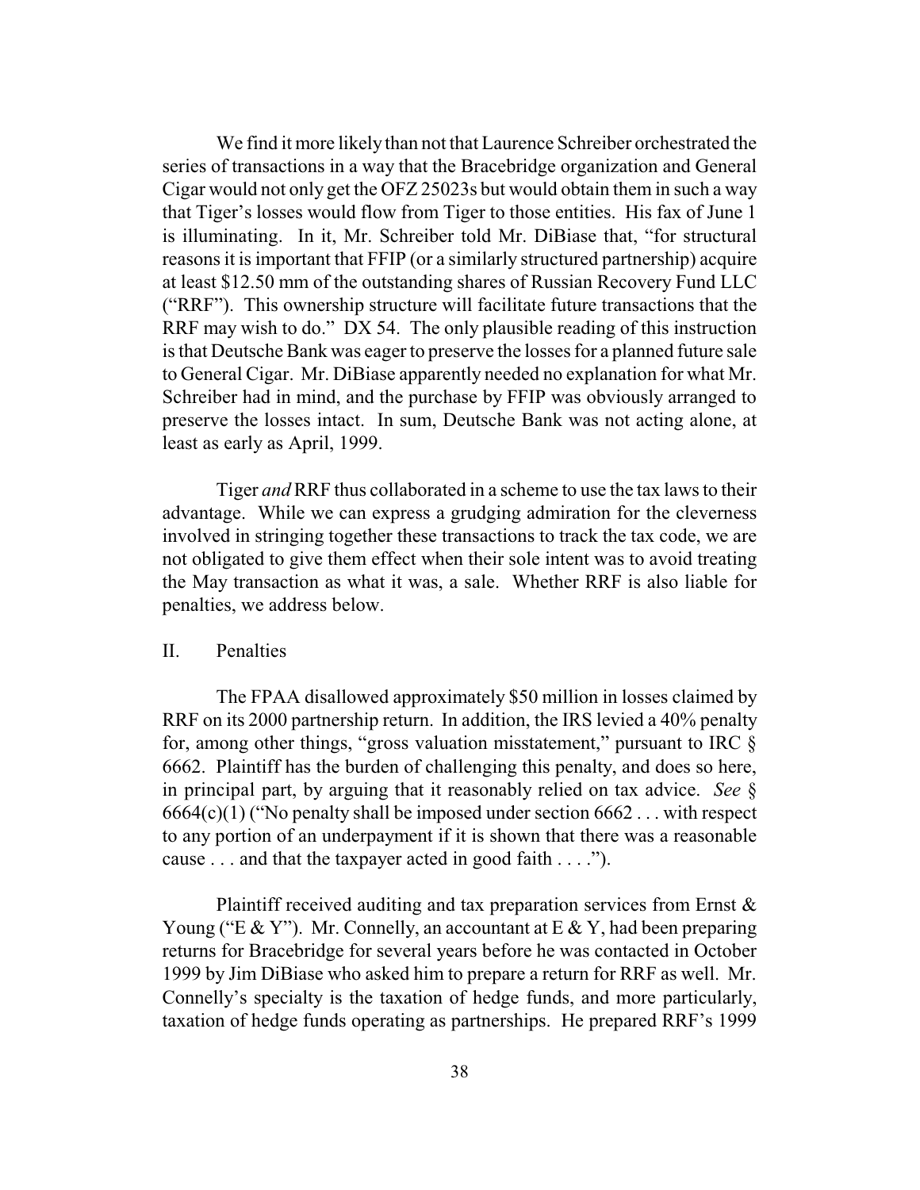We find it more likely than not that Laurence Schreiber orchestrated the series of transactions in a way that the Bracebridge organization and General Cigar would not only get the OFZ 25023s but would obtain them in such a way that Tiger's losses would flow from Tiger to those entities. His fax of June 1 is illuminating. In it, Mr. Schreiber told Mr. DiBiase that, "for structural reasons it is important that FFIP (or a similarly structured partnership) acquire at least $12.50 mm of the outstanding shares of Russian Recovery Fund LLC ("RRF"). This ownership structure will facilitate future transactions that the RRF may wish to do." DX 54. The only plausible reading of this instruction is that Deutsche Bank was eager to preserve the losses for a planned future sale to General Cigar. Mr. DiBiase apparently needed no explanation for what Mr. Schreiber had in mind, and the purchase by FFIP was obviously arranged to preserve the losses intact. In sum, Deutsche Bank was not acting alone, at least as early as April, 1999.

Tiger *and* RRF thus collaborated in a scheme to use the tax laws to their advantage. While we can express a grudging admiration for the cleverness involved in stringing together these transactions to track the tax code, we are not obligated to give them effect when their sole intent was to avoid treating the May transaction as what it was, a sale. Whether RRF is also liable for penalties, we address below.

## II. Penalties

The FPAA disallowed approximately $50 million in losses claimed by RRF on its 2000 partnership return. In addition, the IRS levied a 40% penalty for, among other things, "gross valuation misstatement," pursuant to IRC § 6662. Plaintiff has the burden of challenging this penalty, and does so here, in principal part, by arguing that it reasonably relied on tax advice. *See* § 6664(c)(1) ("No penalty shall be imposed under section 6662 . . . with respect to any portion of an underpayment if it is shown that there was a reasonable cause . . . and that the taxpayer acted in good faith . . . .").

Plaintiff received auditing and tax preparation services from Ernst & Young ("E & Y"). Mr. Connelly, an accountant at E & Y, had been preparing returns for Bracebridge for several years before he was contacted in October 1999 by Jim DiBiase who asked him to prepare a return for RRF as well. Mr. Connelly's specialty is the taxation of hedge funds, and more particularly, taxation of hedge funds operating as partnerships. He prepared RRF's 1999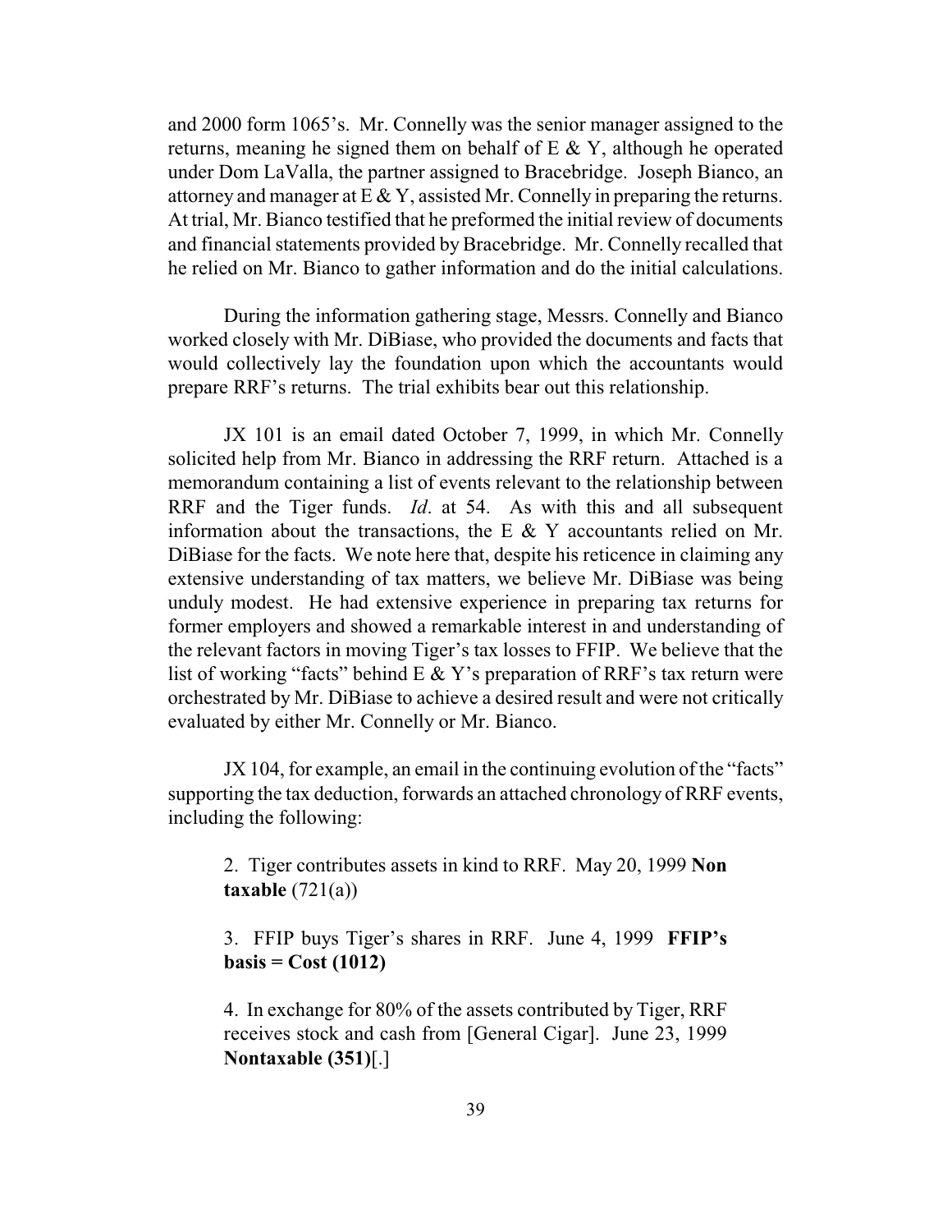and 2000 form 1065's. Mr. Connelly was the senior manager assigned to the returns, meaning he signed them on behalf of E & Y, although he operated under Dom LaValla, the partner assigned to Bracebridge. Joseph Bianco, an attorney and manager at E & Y, assisted Mr. Connelly in preparing the returns. At trial, Mr. Bianco testified that he preformed the initial review of documents and financial statements provided by Bracebridge. Mr. Connelly recalled that he relied on Mr. Bianco to gather information and do the initial calculations.

During the information gathering stage, Messrs. Connelly and Bianco worked closely with Mr. DiBiase, who provided the documents and facts that would collectively lay the foundation upon which the accountants would prepare RRF's returns. The trial exhibits bear out this relationship.

JX 101 is an email dated October 7, 1999, in which Mr. Connelly solicited help from Mr. Bianco in addressing the RRF return. Attached is a memorandum containing a list of events relevant to the relationship between RRF and the Tiger funds. *Id*. at 54. As with this and all subsequent information about the transactions, the E & Y accountants relied on Mr. DiBiase for the facts. We note here that, despite his reticence in claiming any extensive understanding of tax matters, we believe Mr. DiBiase was being unduly modest. He had extensive experience in preparing tax returns for former employers and showed a remarkable interest in and understanding of the relevant factors in moving Tiger's tax losses to FFIP. We believe that the list of working "facts" behind E & Y's preparation of RRF's tax return were orchestrated by Mr. DiBiase to achieve a desired result and were not critically evaluated by either Mr. Connelly or Mr. Bianco.

JX 104, for example, an email in the continuing evolution of the "facts" supporting the tax deduction, forwards an attached chronology of RRF events, including the following:

> 2. Tiger contributes assets in kind to RRF. May 20, 1999 **Non taxable** (721(a))
>
> 3. FFIP buys Tiger's shares in RRF. June 4, 1999 **FFIP's basis = Cost (1012)**
>
> 4. In exchange for 80% of the assets contributed by Tiger, RRF receives stock and cash from [General Cigar]. June 23, 1999 **Nontaxable (351)**[.]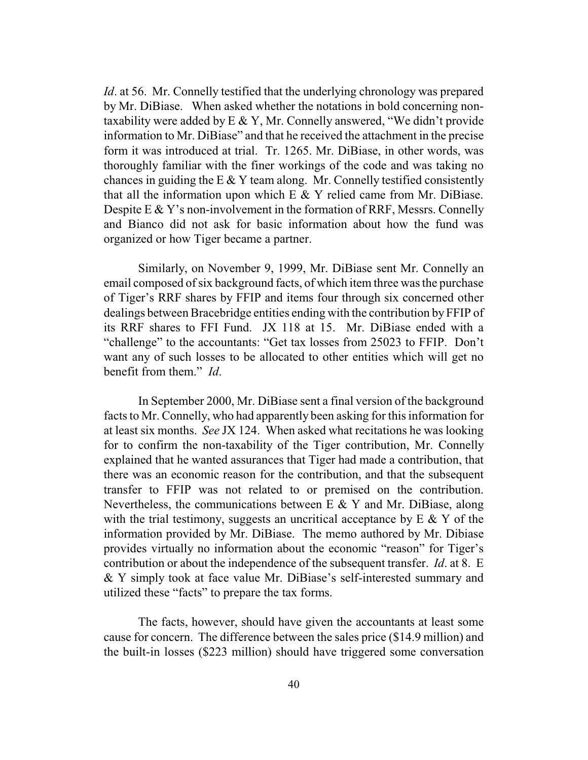*Id*. at 56. Mr. Connelly testified that the underlying chronology was prepared by Mr. DiBiase. When asked whether the notations in bold concerning non-taxability were added by E & Y, Mr. Connelly answered, "We didn't provide information to Mr. DiBiase" and that he received the attachment in the precise form it was introduced at trial. Tr. 1265. Mr. DiBiase, in other words, was thoroughly familiar with the finer workings of the code and was taking no chances in guiding the E & Y team along. Mr. Connelly testified consistently that all the information upon which E & Y relied came from Mr. DiBiase. Despite E & Y's non-involvement in the formation of RRF, Messrs. Connelly and Bianco did not ask for basic information about how the fund was organized or how Tiger became a partner.

Similarly, on November 9, 1999, Mr. DiBiase sent Mr. Connelly an email composed of six background facts, of which item three was the purchase of Tiger's RRF shares by FFIP and items four through six concerned other dealings between Bracebridge entities ending with the contribution by FFIP of its RRF shares to FFI Fund. JX 118 at 15. Mr. DiBiase ended with a "challenge" to the accountants: "Get tax losses from 25023 to FFIP. Don't want any of such losses to be allocated to other entities which will get no benefit from them." *Id*.

In September 2000, Mr. DiBiase sent a final version of the background facts to Mr. Connelly, who had apparently been asking for this information for at least six months. *See* JX 124. When asked what recitations he was looking for to confirm the non-taxability of the Tiger contribution, Mr. Connelly explained that he wanted assurances that Tiger had made a contribution, that there was an economic reason for the contribution, and that the subsequent transfer to FFIP was not related to or premised on the contribution. Nevertheless, the communications between E & Y and Mr. DiBiase, along with the trial testimony, suggests an uncritical acceptance by E & Y of the information provided by Mr. DiBiase. The memo authored by Mr. Dibiase provides virtually no information about the economic "reason" for Tiger's contribution or about the independence of the subsequent transfer. *Id*. at 8. E & Y simply took at face value Mr. DiBiase's self-interested summary and utilized these "facts" to prepare the tax forms.

The facts, however, should have given the accountants at least some cause for concern. The difference between the sales price ($14.9 million) and the built-in losses ($223 million) should have triggered some conversation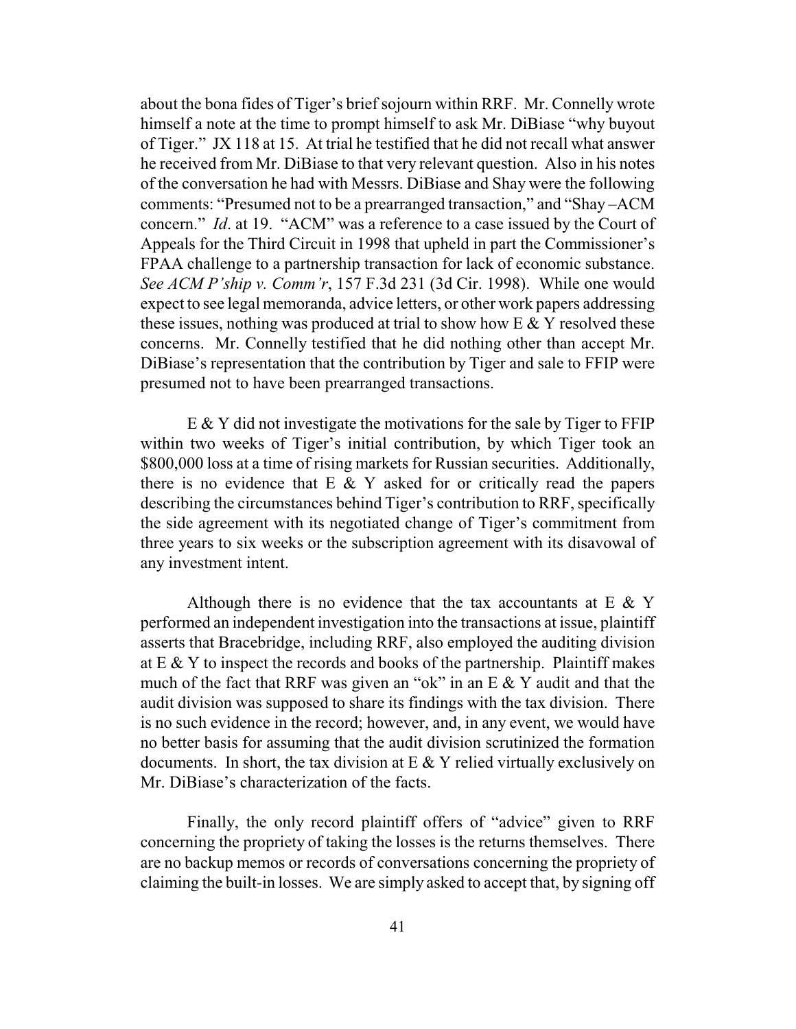about the bona fides of Tiger's brief sojourn within RRF. Mr. Connelly wrote himself a note at the time to prompt himself to ask Mr. DiBiase "why buyout of Tiger." JX 118 at 15. At trial he testified that he did not recall what answer he received from Mr. DiBiase to that very relevant question. Also in his notes of the conversation he had with Messrs. DiBiase and Shay were the following comments: "Presumed not to be a prearranged transaction," and "Shay –ACM concern." *Id*. at 19. "ACM" was a reference to a case issued by the Court of Appeals for the Third Circuit in 1998 that upheld in part the Commissioner's FPAA challenge to a partnership transaction for lack of economic substance. *See ACM P'ship v. Comm'r*, 157 F.3d 231 (3d Cir. 1998). While one would expect to see legal memoranda, advice letters, or other work papers addressing these issues, nothing was produced at trial to show how E & Y resolved these concerns. Mr. Connelly testified that he did nothing other than accept Mr. DiBiase's representation that the contribution by Tiger and sale to FFIP were presumed not to have been prearranged transactions.

E & Y did not investigate the motivations for the sale by Tiger to FFIP within two weeks of Tiger's initial contribution, by which Tiger took an $800,000 loss at a time of rising markets for Russian securities. Additionally, there is no evidence that E & Y asked for or critically read the papers describing the circumstances behind Tiger's contribution to RRF, specifically the side agreement with its negotiated change of Tiger's commitment from three years to six weeks or the subscription agreement with its disavowal of any investment intent.

Although there is no evidence that the tax accountants at E & Y performed an independent investigation into the transactions at issue, plaintiff asserts that Bracebridge, including RRF, also employed the auditing division at E & Y to inspect the records and books of the partnership. Plaintiff makes much of the fact that RRF was given an "ok" in an E & Y audit and that the audit division was supposed to share its findings with the tax division. There is no such evidence in the record; however, and, in any event, we would have no better basis for assuming that the audit division scrutinized the formation documents. In short, the tax division at E & Y relied virtually exclusively on Mr. DiBiase's characterization of the facts.

Finally, the only record plaintiff offers of "advice" given to RRF concerning the propriety of taking the losses is the returns themselves. There are no backup memos or records of conversations concerning the propriety of claiming the built-in losses. We are simply asked to accept that, by signing off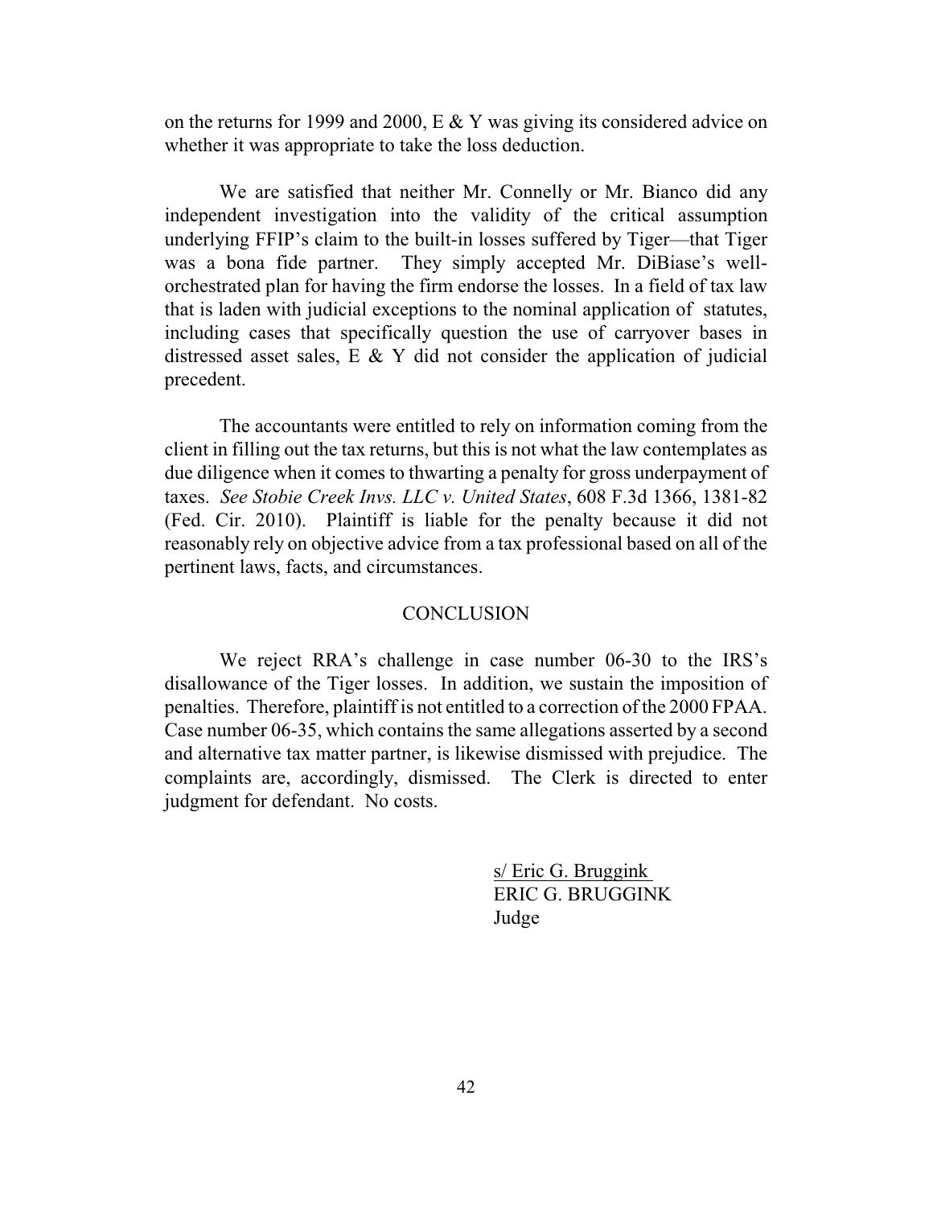on the returns for 1999 and 2000, E & Y was giving its considered advice on whether it was appropriate to take the loss deduction.

We are satisfied that neither Mr. Connelly or Mr. Bianco did any independent investigation into the validity of the critical assumption underlying FFIP's claim to the built-in losses suffered by Tiger—that Tiger was a bona fide partner. They simply accepted Mr. DiBiase's well-orchestrated plan for having the firm endorse the losses. In a field of tax law that is laden with judicial exceptions to the nominal application of statutes, including cases that specifically question the use of carryover bases in distressed asset sales, E & Y did not consider the application of judicial precedent.

The accountants were entitled to rely on information coming from the client in filling out the tax returns, but this is not what the law contemplates as due diligence when it comes to thwarting a penalty for gross underpayment of taxes. *See Stobie Creek Invs. LLC v. United States*, 608 F.3d 1366, 1381-82 (Fed. Cir. 2010). Plaintiff is liable for the penalty because it did not reasonably rely on objective advice from a tax professional based on all of the pertinent laws, facts, and circumstances.

## CONCLUSION

We reject RRA's challenge in case number 06-30 to the IRS's disallowance of the Tiger losses. In addition, we sustain the imposition of penalties. Therefore, plaintiff is not entitled to a correction of the 2000 FPAA. Case number 06-35, which contains the same allegations asserted by a second and alternative tax matter partner, is likewise dismissed with prejudice. The complaints are, accordingly, dismissed. The Clerk is directed to enter judgment for defendant. No costs.

s/ Eric G. Bruggink
ERIC G. BRUGGINK
Judge